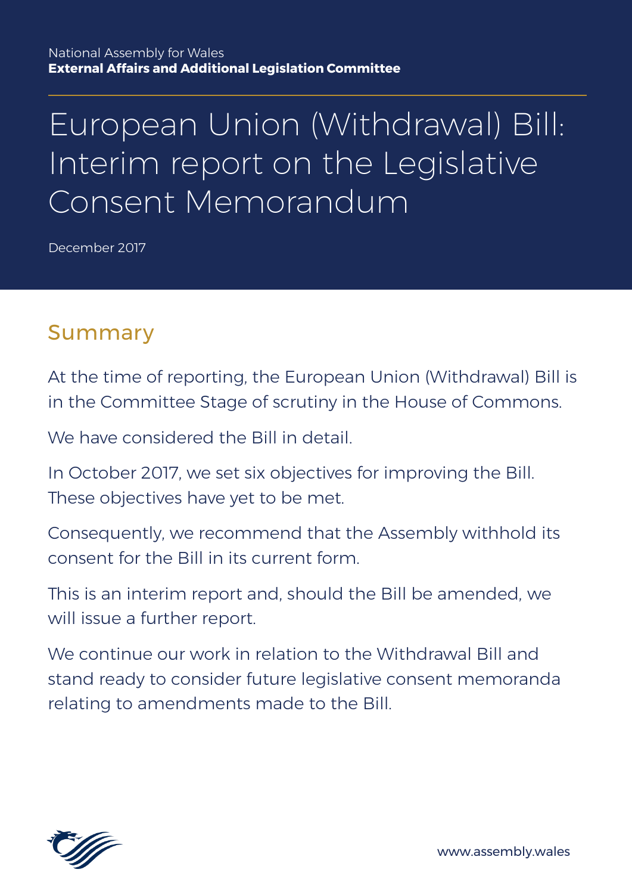National Assembly for Wales
**External Affairs and Additional Legislation Committee**

# European Union (Withdrawal) Bill: Interim report on the Legislative Consent Memorandum

December 2017

## Summary

At the time of reporting, the European Union (Withdrawal) Bill is in the Committee Stage of scrutiny in the House of Commons.

We have considered the Bill in detail.

In October 2017, we set six objectives for improving the Bill. These objectives have yet to be met.

Consequently, we recommend that the Assembly withhold its consent for the Bill in its current form.

This is an interim report and, should the Bill be amended, we will issue a further report.

We continue our work in relation to the Withdrawal Bill and stand ready to consider future legislative consent memoranda relating to amendments made to the Bill.

www.assembly.wales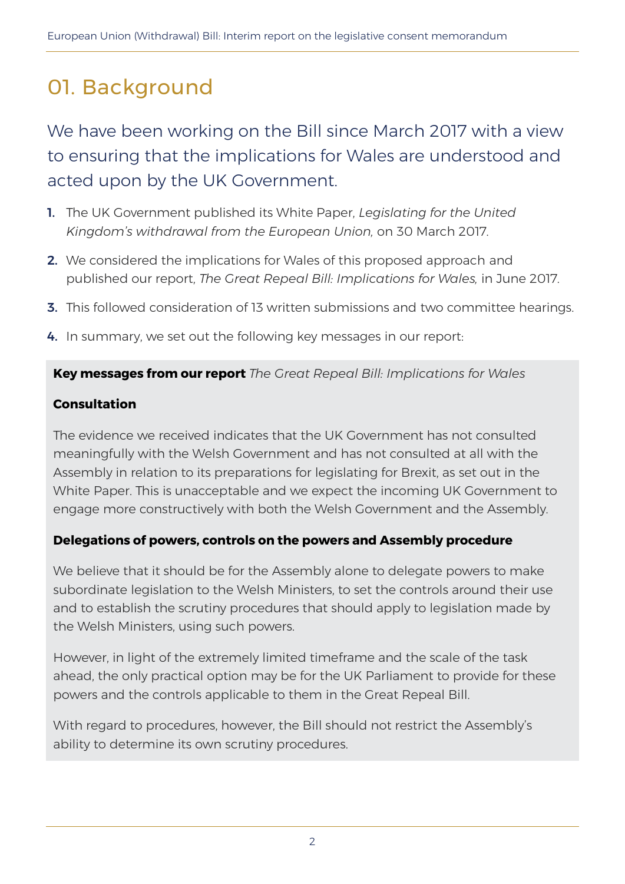# 01. Background

We have been working on the Bill since March 2017 with a view to ensuring that the implications for Wales are understood and acted upon by the UK Government.

1. The UK Government published its White Paper, *Legislating for the United Kingdom's withdrawal from the European Union*, on 30 March 2017.
2. We considered the implications for Wales of this proposed approach and published our report, *The Great Repeal Bill: Implications for Wales*, in June 2017.
3. This followed consideration of 13 written submissions and two committee hearings.
4. In summary, we set out the following key messages in our report:

**Key messages from our report** *The Great Repeal Bill: Implications for Wales*

**Consultation**

The evidence we received indicates that the UK Government has not consulted meaningfully with the Welsh Government and has not consulted at all with the Assembly in relation to its preparations for legislating for Brexit, as set out in the White Paper. This is unacceptable and we expect the incoming UK Government to engage more constructively with both the Welsh Government and the Assembly.

**Delegations of powers, controls on the powers and Assembly procedure**

We believe that it should be for the Assembly alone to delegate powers to make subordinate legislation to the Welsh Ministers, to set the controls around their use and to establish the scrutiny procedures that should apply to legislation made by the Welsh Ministers, using such powers.

However, in light of the extremely limited timeframe and the scale of the task ahead, the only practical option may be for the UK Parliament to provide for these powers and the controls applicable to them in the Great Repeal Bill.

With regard to procedures, however, the Bill should not restrict the Assembly's ability to determine its own scrutiny procedures.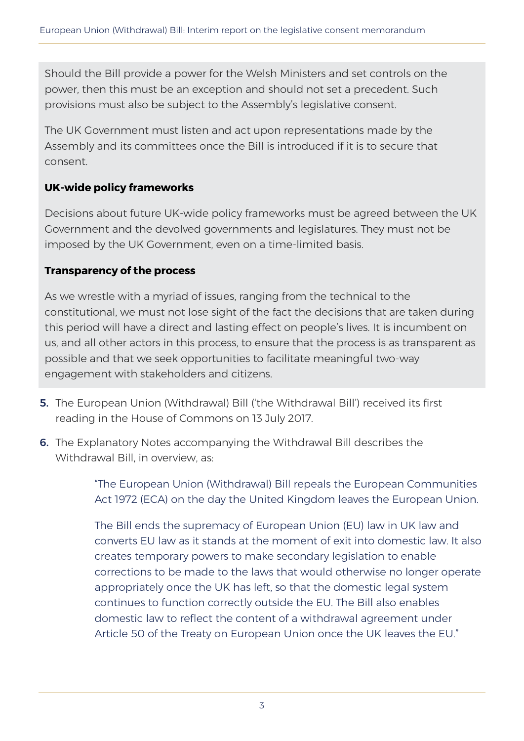Should the Bill provide a power for the Welsh Ministers and set controls on the power, then this must be an exception and should not set a precedent. Such provisions must also be subject to the Assembly's legislative consent.

The UK Government must listen and act upon representations made by the Assembly and its committees once the Bill is introduced if it is to secure that consent.

**UK-wide policy frameworks**

Decisions about future UK-wide policy frameworks must be agreed between the UK Government and the devolved governments and legislatures. They must not be imposed by the UK Government, even on a time-limited basis.

**Transparency of the process**

As we wrestle with a myriad of issues, ranging from the technical to the constitutional, we must not lose sight of the fact the decisions that are taken during this period will have a direct and lasting effect on people's lives. It is incumbent on us, and all other actors in this process, to ensure that the process is as transparent as possible and that we seek opportunities to facilitate meaningful two-way engagement with stakeholders and citizens.

5. The European Union (Withdrawal) Bill ('the Withdrawal Bill') received its first reading in the House of Commons on 13 July 2017.

6. The Explanatory Notes accompanying the Withdrawal Bill describes the Withdrawal Bill, in overview, as:

> "The European Union (Withdrawal) Bill repeals the European Communities Act 1972 (ECA) on the day the United Kingdom leaves the European Union.
>
> The Bill ends the supremacy of European Union (EU) law in UK law and converts EU law as it stands at the moment of exit into domestic law. It also creates temporary powers to make secondary legislation to enable corrections to be made to the laws that would otherwise no longer operate appropriately once the UK has left, so that the domestic legal system continues to function correctly outside the EU. The Bill also enables domestic law to reflect the content of a withdrawal agreement under Article 50 of the Treaty on European Union once the UK leaves the EU."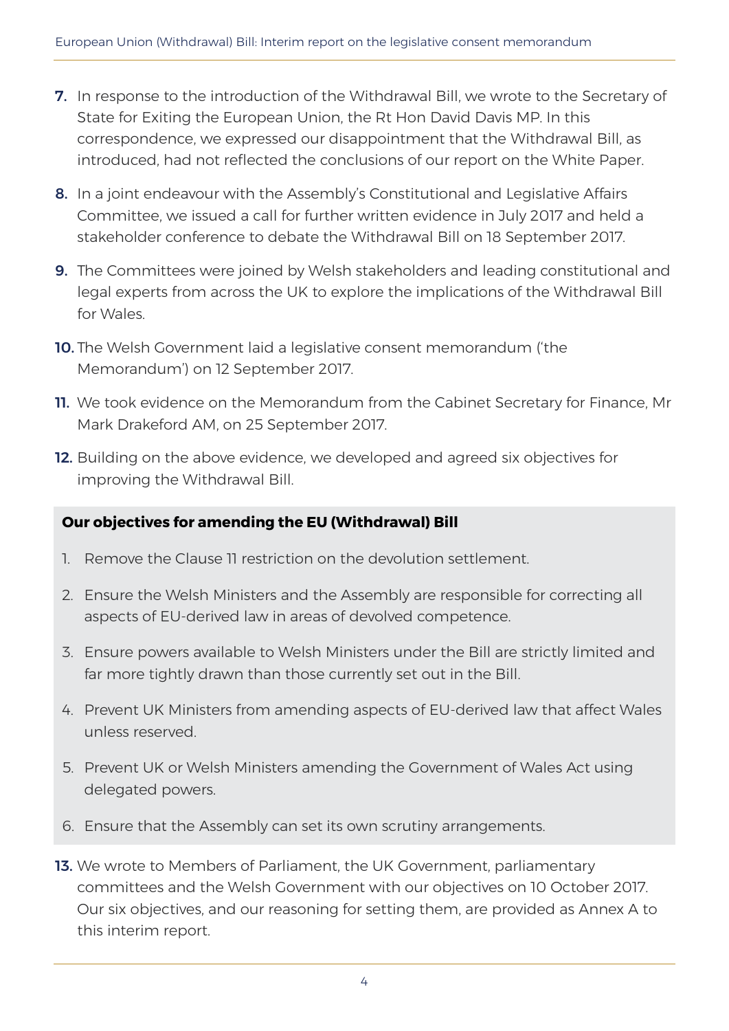7. In response to the introduction of the Withdrawal Bill, we wrote to the Secretary of State for Exiting the European Union, the Rt Hon David Davis MP. In this correspondence, we expressed our disappointment that the Withdrawal Bill, as introduced, had not reflected the conclusions of our report on the White Paper.

8. In a joint endeavour with the Assembly's Constitutional and Legislative Affairs Committee, we issued a call for further written evidence in July 2017 and held a stakeholder conference to debate the Withdrawal Bill on 18 September 2017.

9. The Committees were joined by Welsh stakeholders and leading constitutional and legal experts from across the UK to explore the implications of the Withdrawal Bill for Wales.

10. The Welsh Government laid a legislative consent memorandum ('the Memorandum') on 12 September 2017.

11. We took evidence on the Memorandum from the Cabinet Secretary for Finance, Mr Mark Drakeford AM, on 25 September 2017.

12. Building on the above evidence, we developed and agreed six objectives for improving the Withdrawal Bill.

**Our objectives for amending the EU (Withdrawal) Bill**

1. Remove the Clause 11 restriction on the devolution settlement.
2. Ensure the Welsh Ministers and the Assembly are responsible for correcting all aspects of EU-derived law in areas of devolved competence.
3. Ensure powers available to Welsh Ministers under the Bill are strictly limited and far more tightly drawn than those currently set out in the Bill.
4. Prevent UK Ministers from amending aspects of EU-derived law that affect Wales unless reserved.
5. Prevent UK or Welsh Ministers amending the Government of Wales Act using delegated powers.
6. Ensure that the Assembly can set its own scrutiny arrangements.

13. We wrote to Members of Parliament, the UK Government, parliamentary committees and the Welsh Government with our objectives on 10 October 2017. Our six objectives, and our reasoning for setting them, are provided as Annex A to this interim report.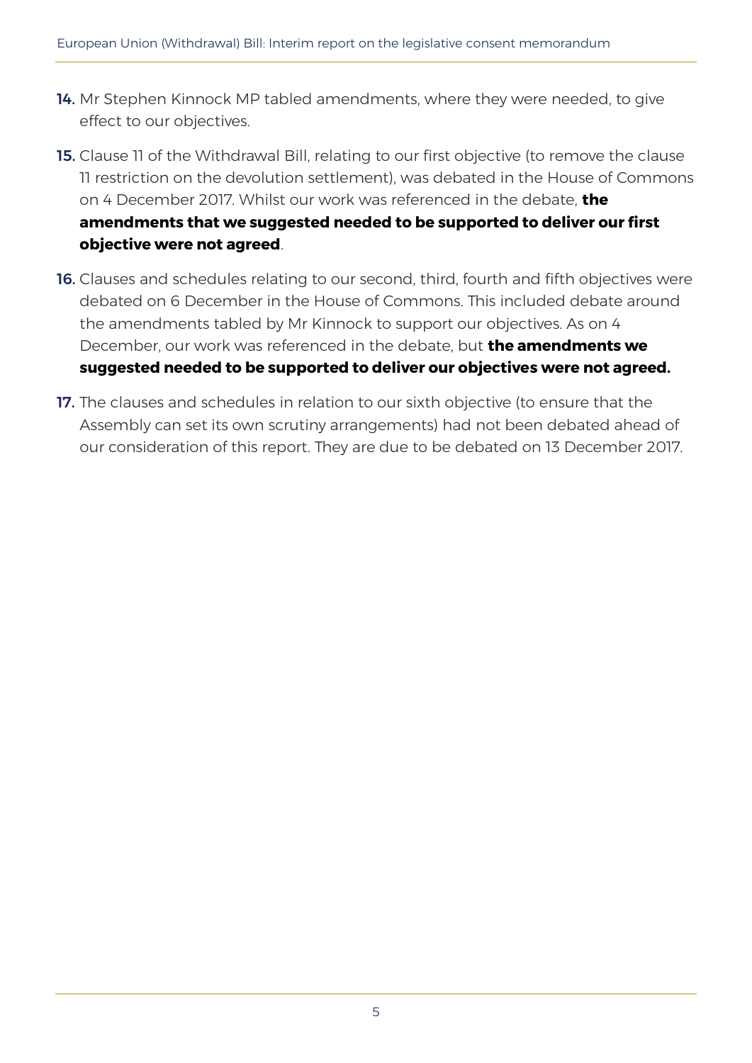**14.** Mr Stephen Kinnock MP tabled amendments, where they were needed, to give effect to our objectives.

**15.** Clause 11 of the Withdrawal Bill, relating to our first objective (to remove the clause 11 restriction on the devolution settlement), was debated in the House of Commons on 4 December 2017. Whilst our work was referenced in the debate, **the amendments that we suggested needed to be supported to deliver our first objective were not agreed**.

**16.** Clauses and schedules relating to our second, third, fourth and fifth objectives were debated on 6 December in the House of Commons. This included debate around the amendments tabled by Mr Kinnock to support our objectives. As on 4 December, our work was referenced in the debate, but **the amendments we suggested needed to be supported to deliver our objectives were not agreed.**

**17.** The clauses and schedules in relation to our sixth objective (to ensure that the Assembly can set its own scrutiny arrangements) had not been debated ahead of our consideration of this report. They are due to be debated on 13 December 2017.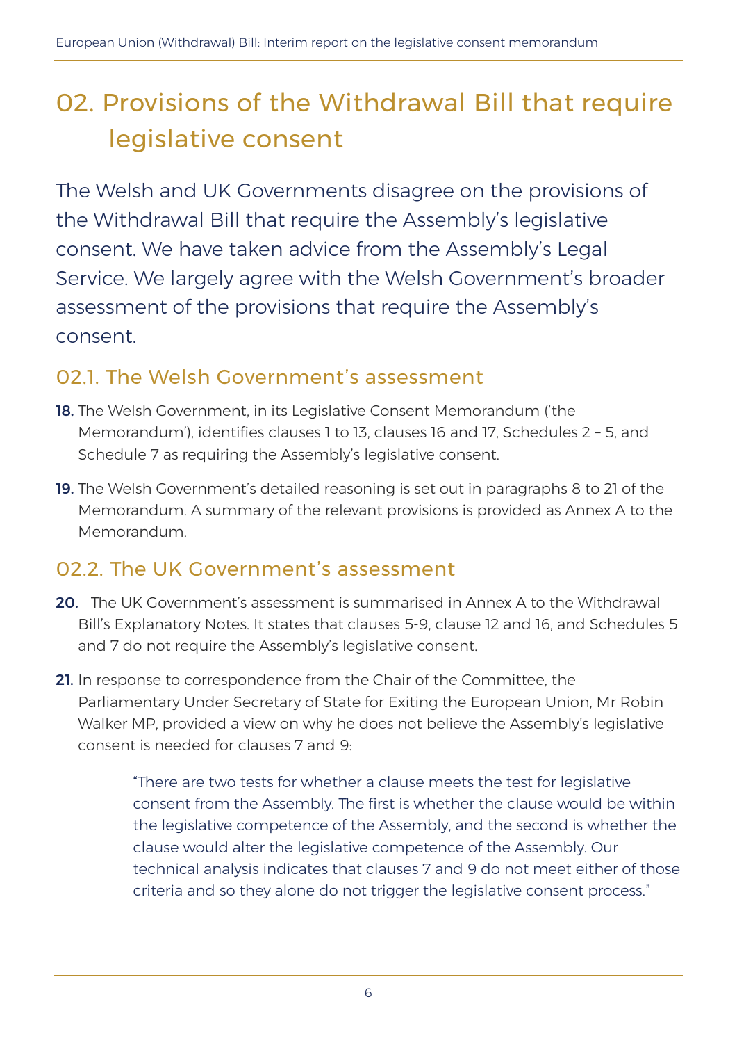## 02. Provisions of the Withdrawal Bill that require legislative consent

The Welsh and UK Governments disagree on the provisions of the Withdrawal Bill that require the Assembly's legislative consent. We have taken advice from the Assembly's Legal Service. We largely agree with the Welsh Government's broader assessment of the provisions that require the Assembly's consent.

### 02.1. The Welsh Government's assessment

**18.** The Welsh Government, in its Legislative Consent Memorandum ('the Memorandum'), identifies clauses 1 to 13, clauses 16 and 17, Schedules 2 – 5, and Schedule 7 as requiring the Assembly's legislative consent.

**19.** The Welsh Government's detailed reasoning is set out in paragraphs 8 to 21 of the Memorandum. A summary of the relevant provisions is provided as Annex A to the Memorandum.

### 02.2. The UK Government's assessment

**20.** The UK Government's assessment is summarised in Annex A to the Withdrawal Bill's Explanatory Notes. It states that clauses 5-9, clause 12 and 16, and Schedules 5 and 7 do not require the Assembly's legislative consent.

**21.** In response to correspondence from the Chair of the Committee, the Parliamentary Under Secretary of State for Exiting the European Union, Mr Robin Walker MP, provided a view on why he does not believe the Assembly's legislative consent is needed for clauses 7 and 9:

> "There are two tests for whether a clause meets the test for legislative consent from the Assembly. The first is whether the clause would be within the legislative competence of the Assembly, and the second is whether the clause would alter the legislative competence of the Assembly. Our technical analysis indicates that clauses 7 and 9 do not meet either of those criteria and so they alone do not trigger the legislative consent process."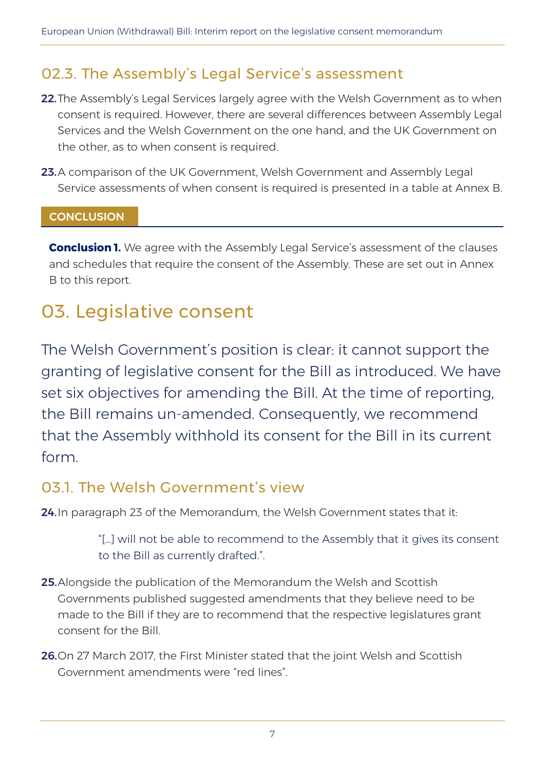## 02.3. The Assembly's Legal Service's assessment

**22.** The Assembly's Legal Services largely agree with the Welsh Government as to when consent is required. However, there are several differences between Assembly Legal Services and the Welsh Government on the one hand, and the UK Government on the other, as to when consent is required.

**23.** A comparison of the UK Government, Welsh Government and Assembly Legal Service assessments of when consent is required is presented in a table at Annex B.

**CONCLUSION**

**Conclusion 1.** We agree with the Assembly Legal Service's assessment of the clauses and schedules that require the consent of the Assembly. These are set out in Annex B to this report.

# 03. Legislative consent

The Welsh Government's position is clear: it cannot support the granting of legislative consent for the Bill as introduced. We have set six objectives for amending the Bill. At the time of reporting, the Bill remains un-amended. Consequently, we recommend that the Assembly withhold its consent for the Bill in its current form.

## 03.1. The Welsh Government's view

**24.** In paragraph 23 of the Memorandum, the Welsh Government states that it:

> "[…] will not be able to recommend to the Assembly that it gives its consent to the Bill as currently drafted.".

**25.** Alongside the publication of the Memorandum the Welsh and Scottish Governments published suggested amendments that they believe need to be made to the Bill if they are to recommend that the respective legislatures grant consent for the Bill.

**26.** On 27 March 2017, the First Minister stated that the joint Welsh and Scottish Government amendments were "red lines".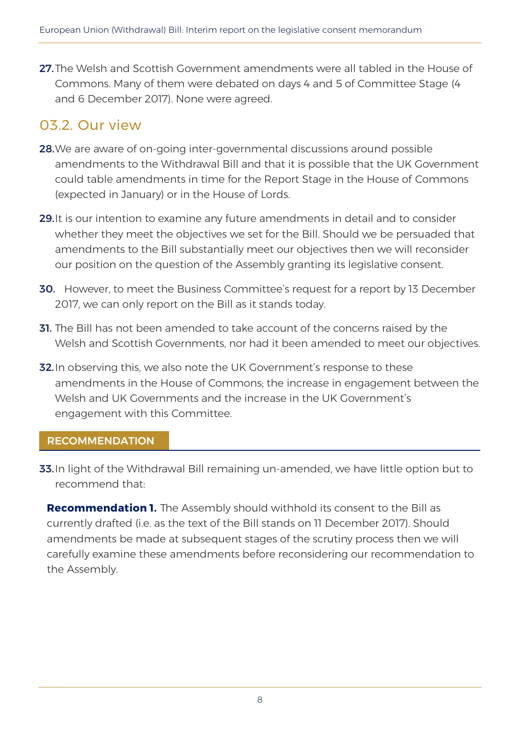**27.** The Welsh and Scottish Government amendments were all tabled in the House of Commons. Many of them were debated on days 4 and 5 of Committee Stage (4 and 6 December 2017). None were agreed.

## 03.2. Our view

**28.** We are aware of on-going inter-governmental discussions around possible amendments to the Withdrawal Bill and that it is possible that the UK Government could table amendments in time for the Report Stage in the House of Commons (expected in January) or in the House of Lords.

**29.** It is our intention to examine any future amendments in detail and to consider whether they meet the objectives we set for the Bill. Should we be persuaded that amendments to the Bill substantially meet our objectives then we will reconsider our position on the question of the Assembly granting its legislative consent.

**30.** However, to meet the Business Committee's request for a report by 13 December 2017, we can only report on the Bill as it stands today.

**31.** The Bill has not been amended to take account of the concerns raised by the Welsh and Scottish Governments, nor had it been amended to meet our objectives.

**32.** In observing this, we also note the UK Government's response to these amendments in the House of Commons; the increase in engagement between the Welsh and UK Governments and the increase in the UK Government's engagement with this Committee.

### RECOMMENDATION

**33.** In light of the Withdrawal Bill remaining un-amended, we have little option but to recommend that:

**Recommendation 1.** The Assembly should withhold its consent to the Bill as currently drafted (i.e. as the text of the Bill stands on 11 December 2017). Should amendments be made at subsequent stages of the scrutiny process then we will carefully examine these amendments before reconsidering our recommendation to the Assembly.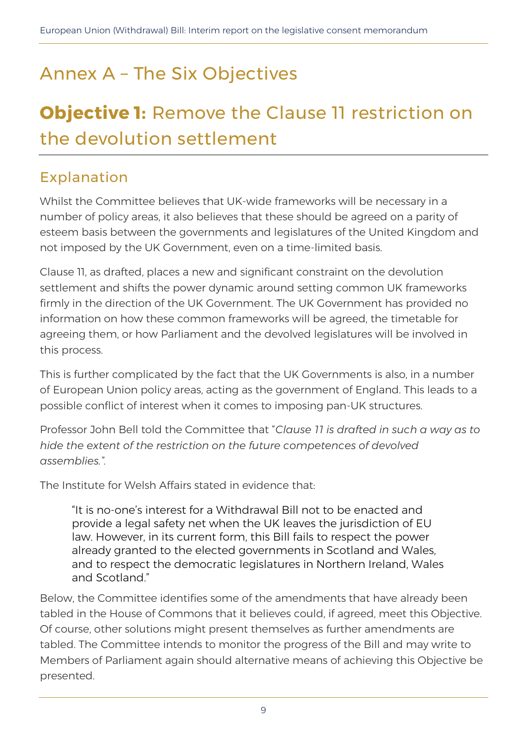# Annex A – The Six Objectives

## **Objective 1:** Remove the Clause 11 restriction on the devolution settlement

### Explanation

Whilst the Committee believes that UK-wide frameworks will be necessary in a number of policy areas, it also believes that these should be agreed on a parity of esteem basis between the governments and legislatures of the United Kingdom and not imposed by the UK Government, even on a time-limited basis.

Clause 11, as drafted, places a new and significant constraint on the devolution settlement and shifts the power dynamic around setting common UK frameworks firmly in the direction of the UK Government. The UK Government has provided no information on how these common frameworks will be agreed, the timetable for agreeing them, or how Parliament and the devolved legislatures will be involved in this process.

This is further complicated by the fact that the UK Governments is also, in a number of European Union policy areas, acting as the government of England. This leads to a possible conflict of interest when it comes to imposing pan-UK structures.

Professor John Bell told the Committee that "*Clause 11 is drafted in such a way as to hide the extent of the restriction on the future competences of devolved assemblies.*".

The Institute for Welsh Affairs stated in evidence that:

> "It is no-one's interest for a Withdrawal Bill not to be enacted and provide a legal safety net when the UK leaves the jurisdiction of EU law. However, in its current form, this Bill fails to respect the power already granted to the elected governments in Scotland and Wales, and to respect the democratic legislatures in Northern Ireland, Wales and Scotland."

Below, the Committee identifies some of the amendments that have already been tabled in the House of Commons that it believes could, if agreed, meet this Objective. Of course, other solutions might present themselves as further amendments are tabled. The Committee intends to monitor the progress of the Bill and may write to Members of Parliament again should alternative means of achieving this Objective be presented.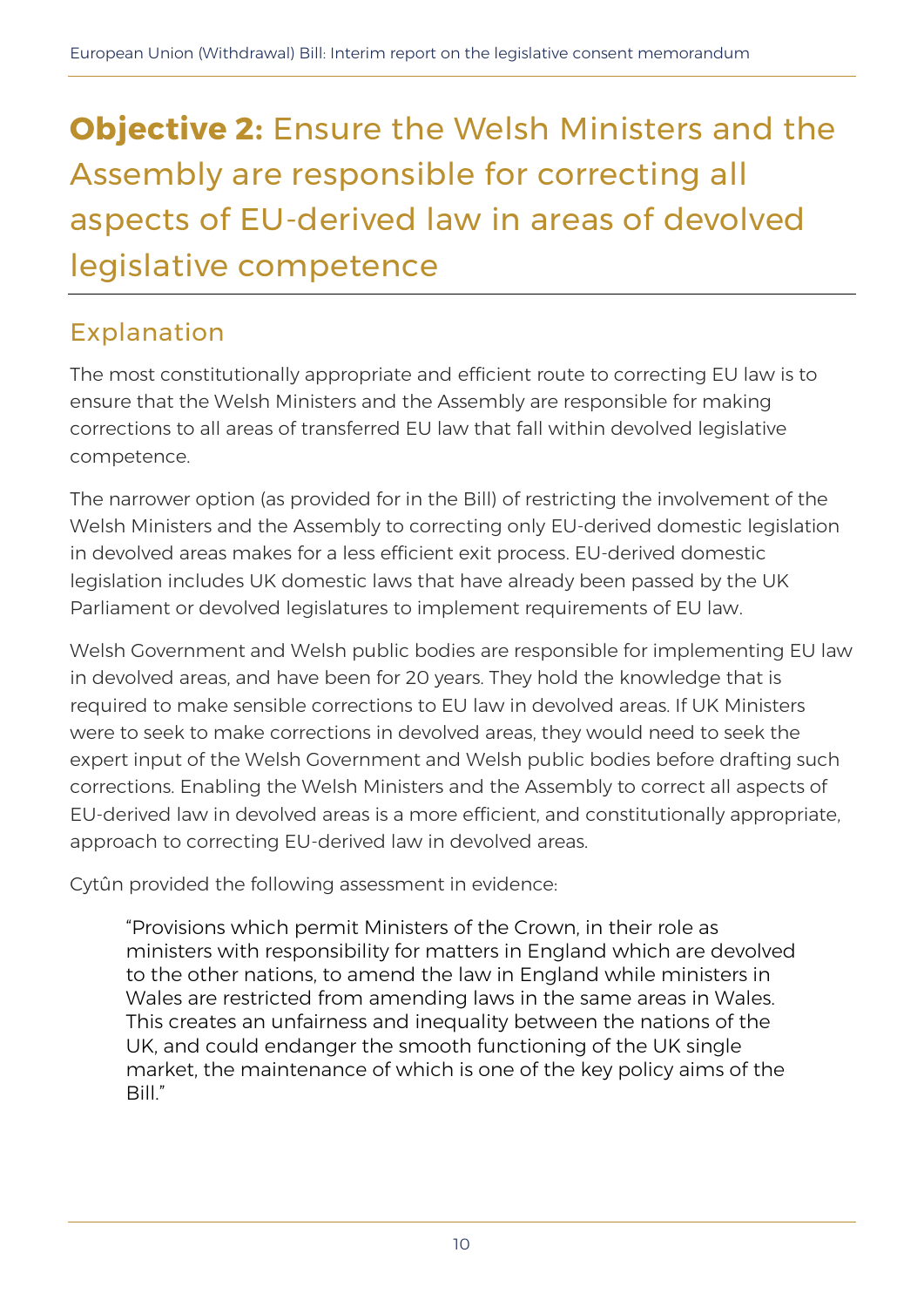# **Objective 2:** Ensure the Welsh Ministers and the Assembly are responsible for correcting all aspects of EU-derived law in areas of devolved legislative competence

## Explanation

The most constitutionally appropriate and efficient route to correcting EU law is to ensure that the Welsh Ministers and the Assembly are responsible for making corrections to all areas of transferred EU law that fall within devolved legislative competence.

The narrower option (as provided for in the Bill) of restricting the involvement of the Welsh Ministers and the Assembly to correcting only EU-derived domestic legislation in devolved areas makes for a less efficient exit process. EU-derived domestic legislation includes UK domestic laws that have already been passed by the UK Parliament or devolved legislatures to implement requirements of EU law.

Welsh Government and Welsh public bodies are responsible for implementing EU law in devolved areas, and have been for 20 years. They hold the knowledge that is required to make sensible corrections to EU law in devolved areas. If UK Ministers were to seek to make corrections in devolved areas, they would need to seek the expert input of the Welsh Government and Welsh public bodies before drafting such corrections. Enabling the Welsh Ministers and the Assembly to correct all aspects of EU-derived law in devolved areas is a more efficient, and constitutionally appropriate, approach to correcting EU-derived law in devolved areas.

Cytûn provided the following assessment in evidence:

> "Provisions which permit Ministers of the Crown, in their role as ministers with responsibility for matters in England which are devolved to the other nations, to amend the law in England while ministers in Wales are restricted from amending laws in the same areas in Wales. This creates an unfairness and inequality between the nations of the UK, and could endanger the smooth functioning of the UK single market, the maintenance of which is one of the key policy aims of the Bill."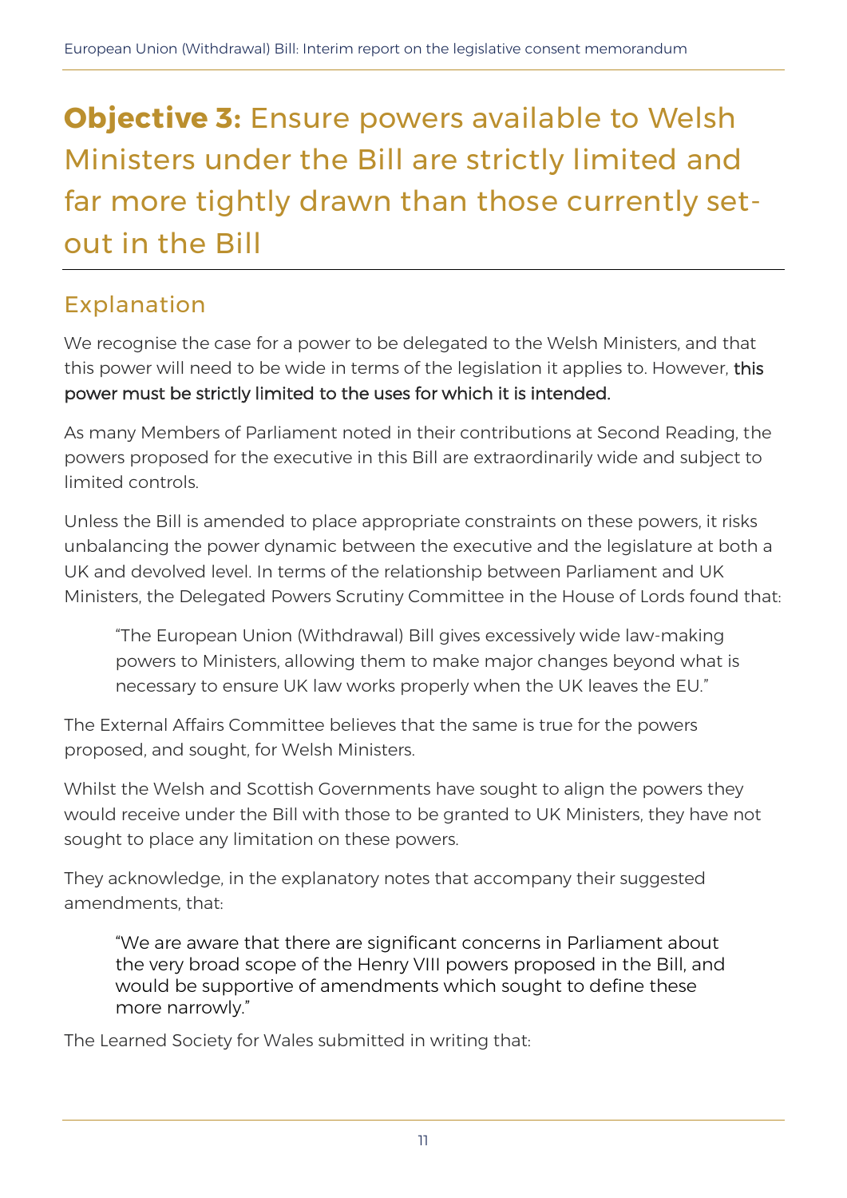# **Objective 3:** Ensure powers available to Welsh Ministers under the Bill are strictly limited and far more tightly drawn than those currently set-out in the Bill

## Explanation

We recognise the case for a power to be delegated to the Welsh Ministers, and that this power will need to be wide in terms of the legislation it applies to. However, this power must be strictly limited to the uses for which it is intended.

As many Members of Parliament noted in their contributions at Second Reading, the powers proposed for the executive in this Bill are extraordinarily wide and subject to limited controls.

Unless the Bill is amended to place appropriate constraints on these powers, it risks unbalancing the power dynamic between the executive and the legislature at both a UK and devolved level. In terms of the relationship between Parliament and UK Ministers, the Delegated Powers Scrutiny Committee in the House of Lords found that:

> "The European Union (Withdrawal) Bill gives excessively wide law-making powers to Ministers, allowing them to make major changes beyond what is necessary to ensure UK law works properly when the UK leaves the EU."

The External Affairs Committee believes that the same is true for the powers proposed, and sought, for Welsh Ministers.

Whilst the Welsh and Scottish Governments have sought to align the powers they would receive under the Bill with those to be granted to UK Ministers, they have not sought to place any limitation on these powers.

They acknowledge, in the explanatory notes that accompany their suggested amendments, that:

> "We are aware that there are significant concerns in Parliament about the very broad scope of the Henry VIII powers proposed in the Bill, and would be supportive of amendments which sought to define these more narrowly."

The Learned Society for Wales submitted in writing that: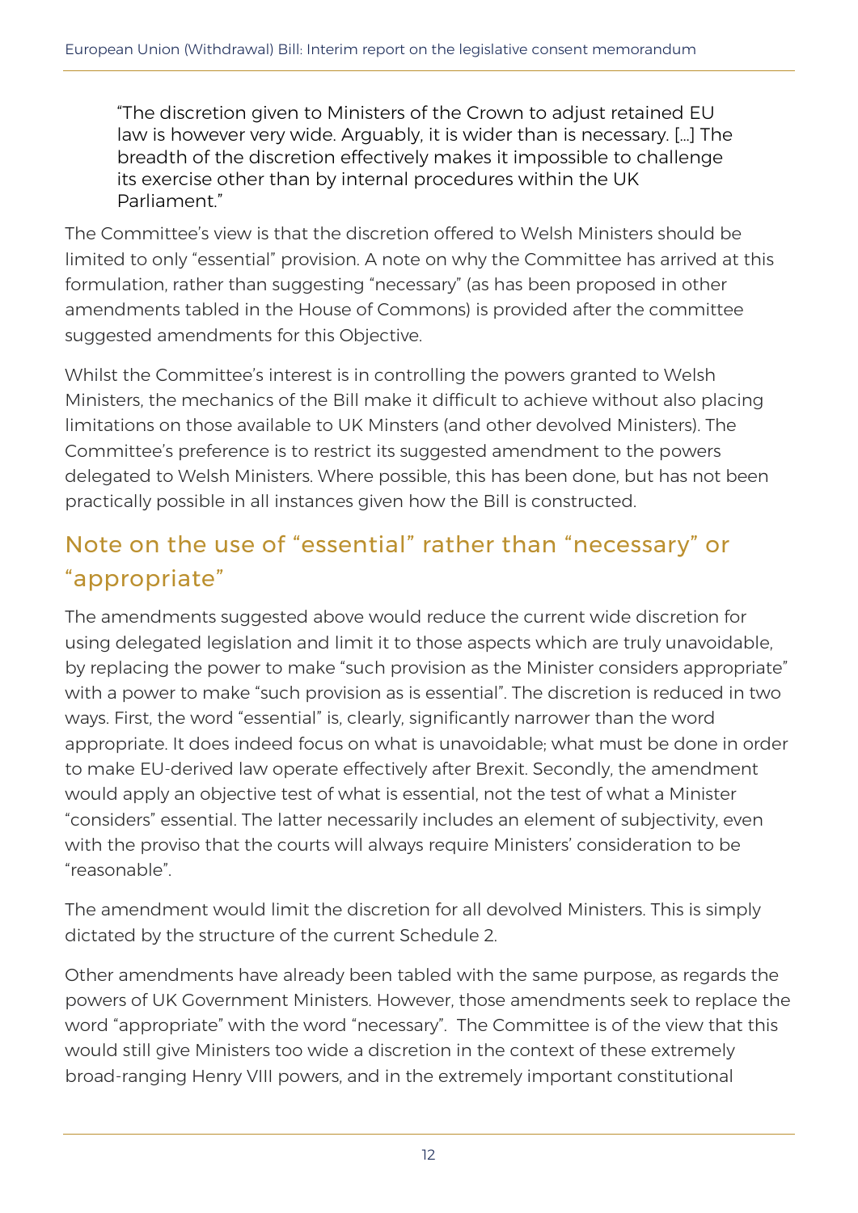> "The discretion given to Ministers of the Crown to adjust retained EU law is however very wide. Arguably, it is wider than is necessary. […] The breadth of the discretion effectively makes it impossible to challenge its exercise other than by internal procedures within the UK Parliament."

The Committee's view is that the discretion offered to Welsh Ministers should be limited to only "essential" provision. A note on why the Committee has arrived at this formulation, rather than suggesting "necessary" (as has been proposed in other amendments tabled in the House of Commons) is provided after the committee suggested amendments for this Objective.

Whilst the Committee's interest is in controlling the powers granted to Welsh Ministers, the mechanics of the Bill make it difficult to achieve without also placing limitations on those available to UK Minsters (and other devolved Ministers). The Committee's preference is to restrict its suggested amendment to the powers delegated to Welsh Ministers. Where possible, this has been done, but has not been practically possible in all instances given how the Bill is constructed.

## Note on the use of "essential" rather than "necessary" or "appropriate"

The amendments suggested above would reduce the current wide discretion for using delegated legislation and limit it to those aspects which are truly unavoidable, by replacing the power to make "such provision as the Minister considers appropriate" with a power to make "such provision as is essential". The discretion is reduced in two ways. First, the word "essential" is, clearly, significantly narrower than the word appropriate. It does indeed focus on what is unavoidable; what must be done in order to make EU-derived law operate effectively after Brexit. Secondly, the amendment would apply an objective test of what is essential, not the test of what a Minister "considers" essential. The latter necessarily includes an element of subjectivity, even with the proviso that the courts will always require Ministers' consideration to be "reasonable".

The amendment would limit the discretion for all devolved Ministers. This is simply dictated by the structure of the current Schedule 2.

Other amendments have already been tabled with the same purpose, as regards the powers of UK Government Ministers. However, those amendments seek to replace the word "appropriate" with the word "necessary". The Committee is of the view that this would still give Ministers too wide a discretion in the context of these extremely broad-ranging Henry VIII powers, and in the extremely important constitutional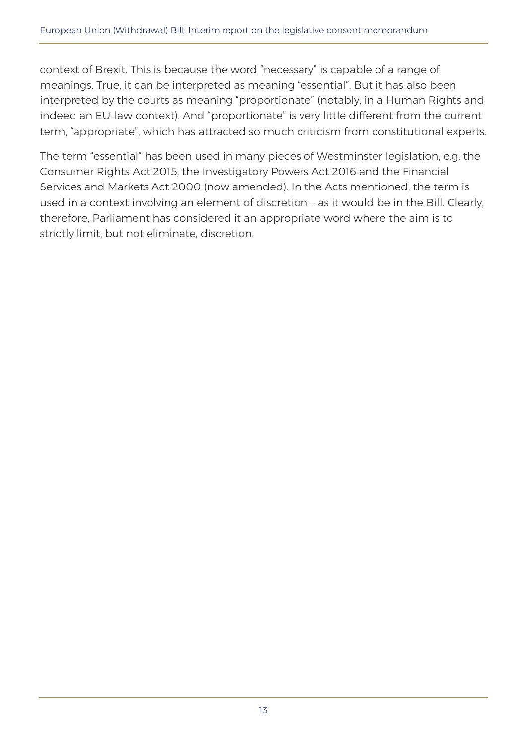context of Brexit. This is because the word "necessary" is capable of a range of meanings. True, it can be interpreted as meaning "essential". But it has also been interpreted by the courts as meaning "proportionate" (notably, in a Human Rights and indeed an EU-law context). And "proportionate" is very little different from the current term, "appropriate", which has attracted so much criticism from constitutional experts.

The term "essential" has been used in many pieces of Westminster legislation, e.g. the Consumer Rights Act 2015, the Investigatory Powers Act 2016 and the Financial Services and Markets Act 2000 (now amended). In the Acts mentioned, the term is used in a context involving an element of discretion – as it would be in the Bill. Clearly, therefore, Parliament has considered it an appropriate word where the aim is to strictly limit, but not eliminate, discretion.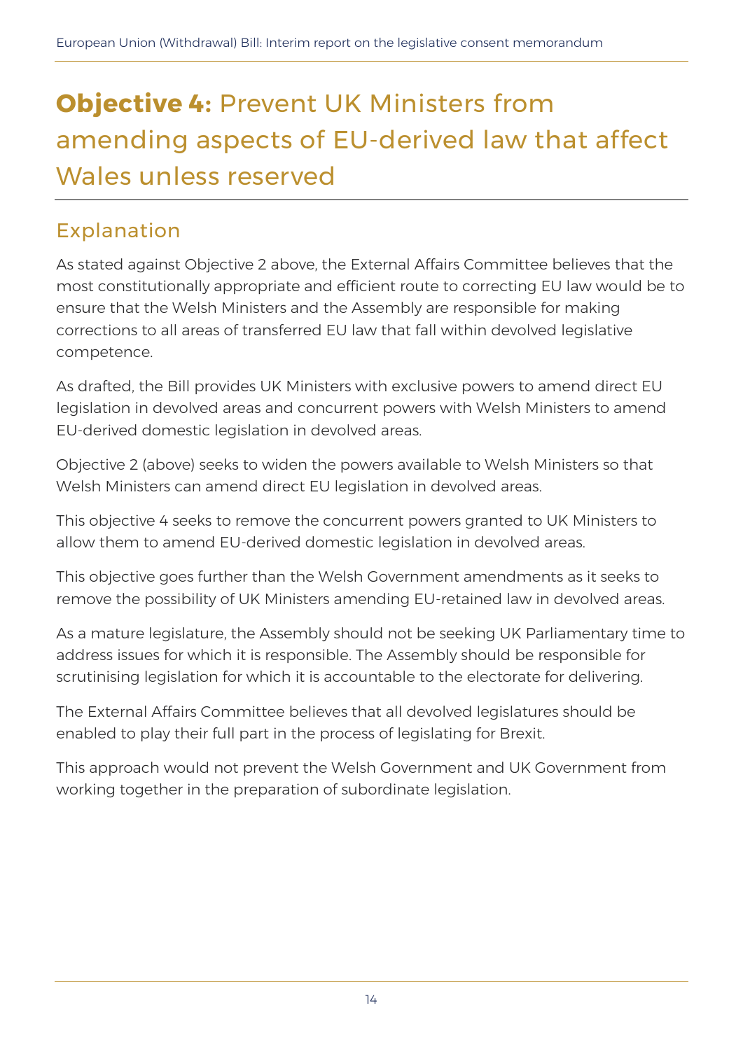# **Objective 4:** Prevent UK Ministers from amending aspects of EU-derived law that affect Wales unless reserved

## Explanation

As stated against Objective 2 above, the External Affairs Committee believes that the most constitutionally appropriate and efficient route to correcting EU law would be to ensure that the Welsh Ministers and the Assembly are responsible for making corrections to all areas of transferred EU law that fall within devolved legislative competence.

As drafted, the Bill provides UK Ministers with exclusive powers to amend direct EU legislation in devolved areas and concurrent powers with Welsh Ministers to amend EU-derived domestic legislation in devolved areas.

Objective 2 (above) seeks to widen the powers available to Welsh Ministers so that Welsh Ministers can amend direct EU legislation in devolved areas.

This objective 4 seeks to remove the concurrent powers granted to UK Ministers to allow them to amend EU-derived domestic legislation in devolved areas.

This objective goes further than the Welsh Government amendments as it seeks to remove the possibility of UK Ministers amending EU-retained law in devolved areas.

As a mature legislature, the Assembly should not be seeking UK Parliamentary time to address issues for which it is responsible. The Assembly should be responsible for scrutinising legislation for which it is accountable to the electorate for delivering.

The External Affairs Committee believes that all devolved legislatures should be enabled to play their full part in the process of legislating for Brexit.

This approach would not prevent the Welsh Government and UK Government from working together in the preparation of subordinate legislation.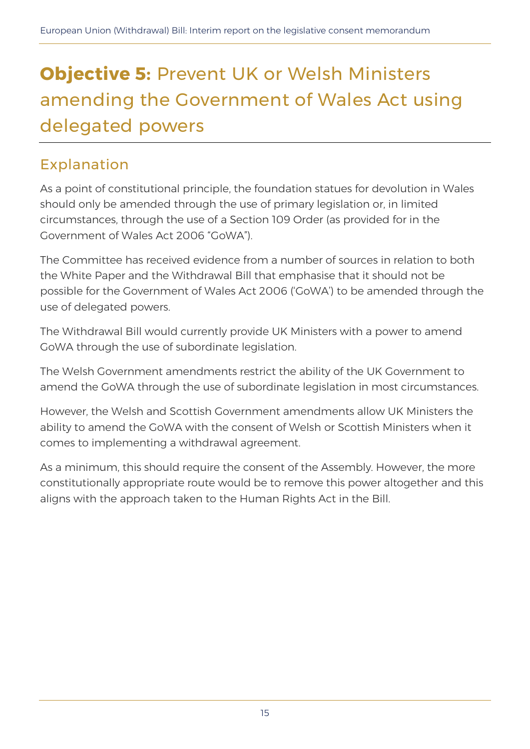# **Objective 5:** Prevent UK or Welsh Ministers amending the Government of Wales Act using delegated powers

## Explanation

As a point of constitutional principle, the foundation statues for devolution in Wales should only be amended through the use of primary legislation or, in limited circumstances, through the use of a Section 109 Order (as provided for in the Government of Wales Act 2006 "GoWA").

The Committee has received evidence from a number of sources in relation to both the White Paper and the Withdrawal Bill that emphasise that it should not be possible for the Government of Wales Act 2006 ('GoWA') to be amended through the use of delegated powers.

The Withdrawal Bill would currently provide UK Ministers with a power to amend GoWA through the use of subordinate legislation.

The Welsh Government amendments restrict the ability of the UK Government to amend the GoWA through the use of subordinate legislation in most circumstances.

However, the Welsh and Scottish Government amendments allow UK Ministers the ability to amend the GoWA with the consent of Welsh or Scottish Ministers when it comes to implementing a withdrawal agreement.

As a minimum, this should require the consent of the Assembly. However, the more constitutionally appropriate route would be to remove this power altogether and this aligns with the approach taken to the Human Rights Act in the Bill.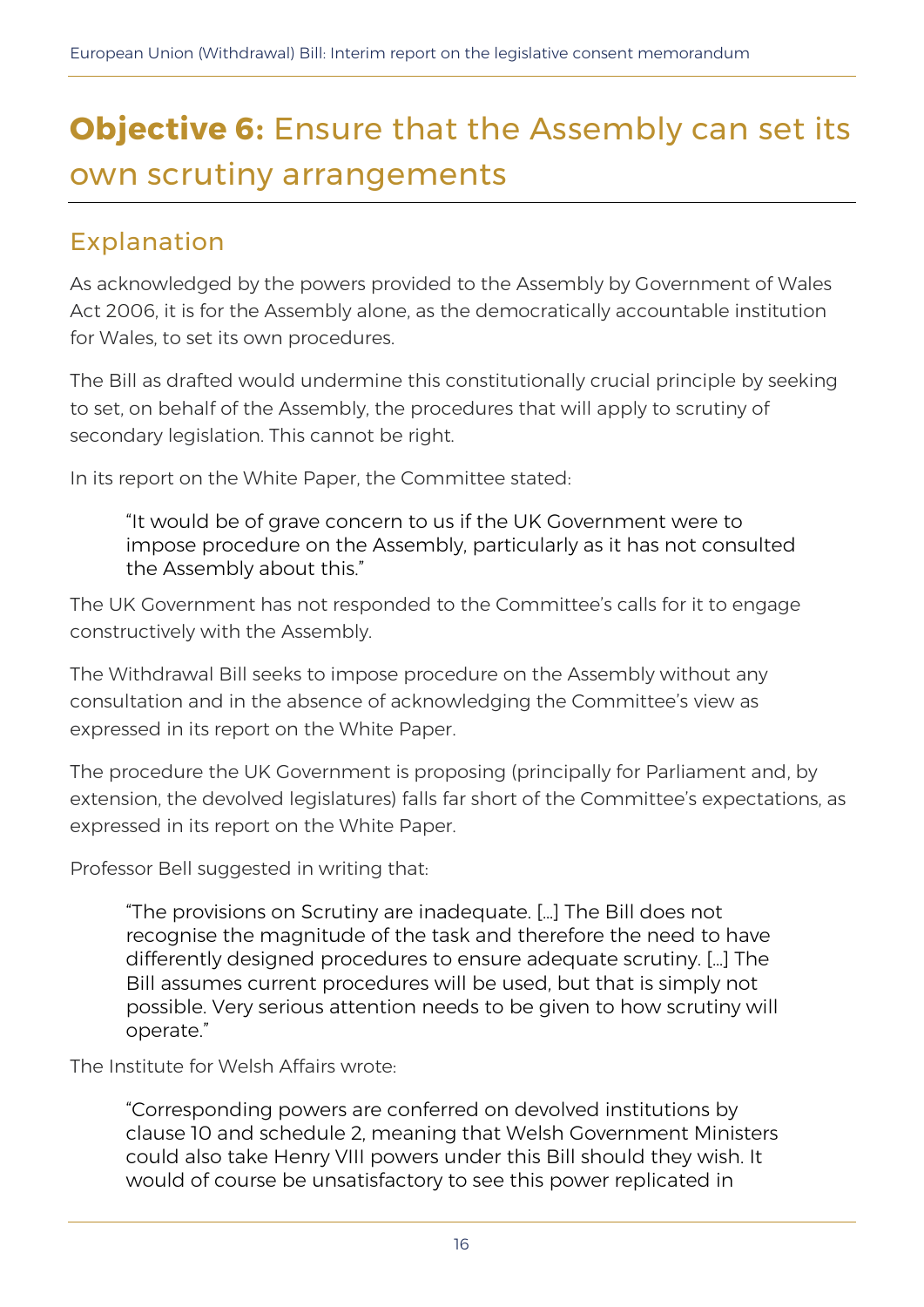# **Objective 6:** Ensure that the Assembly can set its own scrutiny arrangements

## Explanation

As acknowledged by the powers provided to the Assembly by Government of Wales Act 2006, it is for the Assembly alone, as the democratically accountable institution for Wales, to set its own procedures.

The Bill as drafted would undermine this constitutionally crucial principle by seeking to set, on behalf of the Assembly, the procedures that will apply to scrutiny of secondary legislation. This cannot be right.

In its report on the White Paper, the Committee stated:

> "It would be of grave concern to us if the UK Government were to impose procedure on the Assembly, particularly as it has not consulted the Assembly about this."

The UK Government has not responded to the Committee's calls for it to engage constructively with the Assembly.

The Withdrawal Bill seeks to impose procedure on the Assembly without any consultation and in the absence of acknowledging the Committee's view as expressed in its report on the White Paper.

The procedure the UK Government is proposing (principally for Parliament and, by extension, the devolved legislatures) falls far short of the Committee's expectations, as expressed in its report on the White Paper.

Professor Bell suggested in writing that:

> "The provisions on Scrutiny are inadequate. […] The Bill does not recognise the magnitude of the task and therefore the need to have differently designed procedures to ensure adequate scrutiny. […] The Bill assumes current procedures will be used, but that is simply not possible. Very serious attention needs to be given to how scrutiny will operate."

The Institute for Welsh Affairs wrote:

> "Corresponding powers are conferred on devolved institutions by clause 10 and schedule 2, meaning that Welsh Government Ministers could also take Henry VIII powers under this Bill should they wish. It would of course be unsatisfactory to see this power replicated in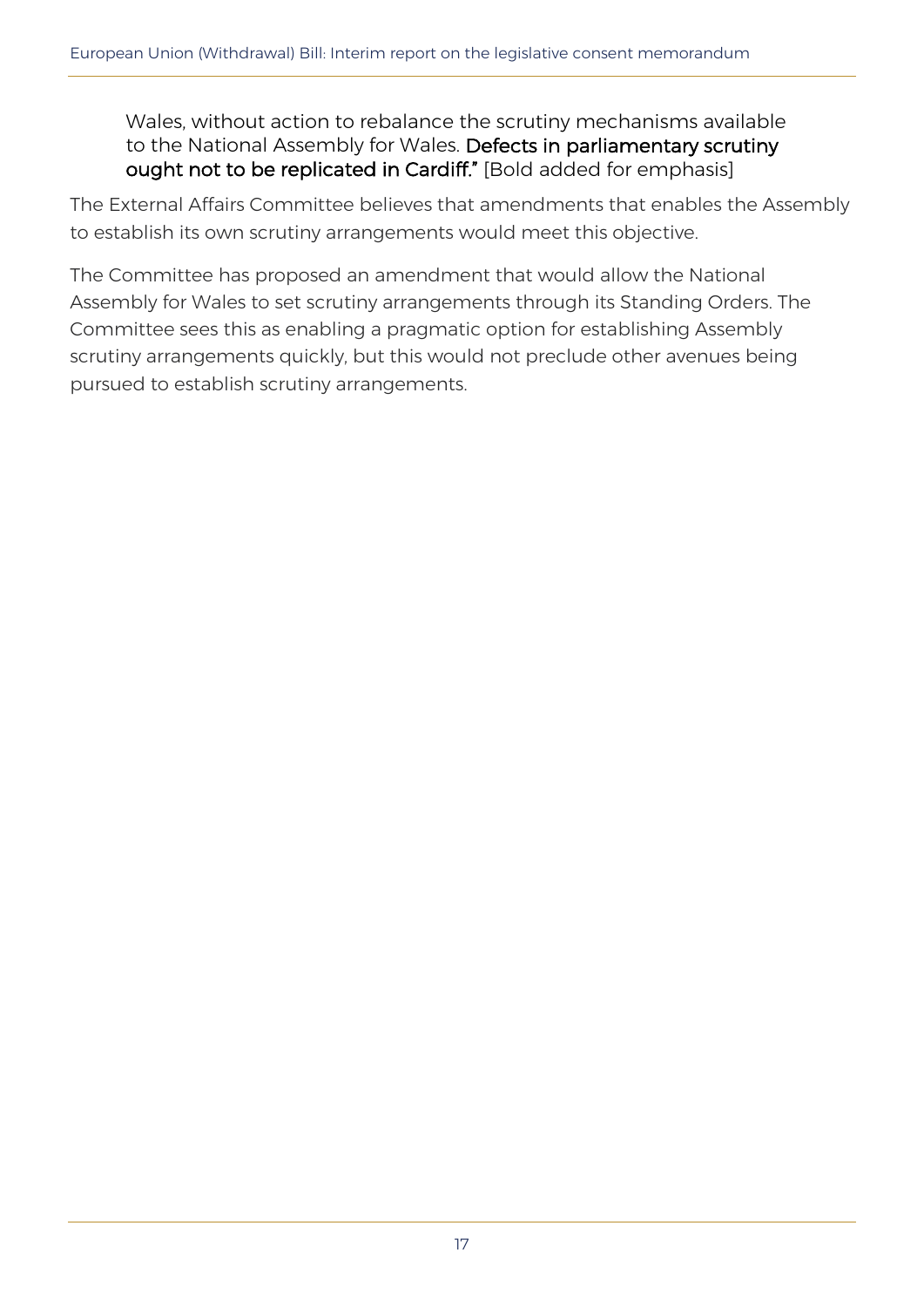> Wales, without action to rebalance the scrutiny mechanisms available to the National Assembly for Wales. **Defects in parliamentary scrutiny ought not to be replicated in Cardiff."** [Bold added for emphasis]

The External Affairs Committee believes that amendments that enables the Assembly to establish its own scrutiny arrangements would meet this objective.

The Committee has proposed an amendment that would allow the National Assembly for Wales to set scrutiny arrangements through its Standing Orders. The Committee sees this as enabling a pragmatic option for establishing Assembly scrutiny arrangements quickly, but this would not preclude other avenues being pursued to establish scrutiny arrangements.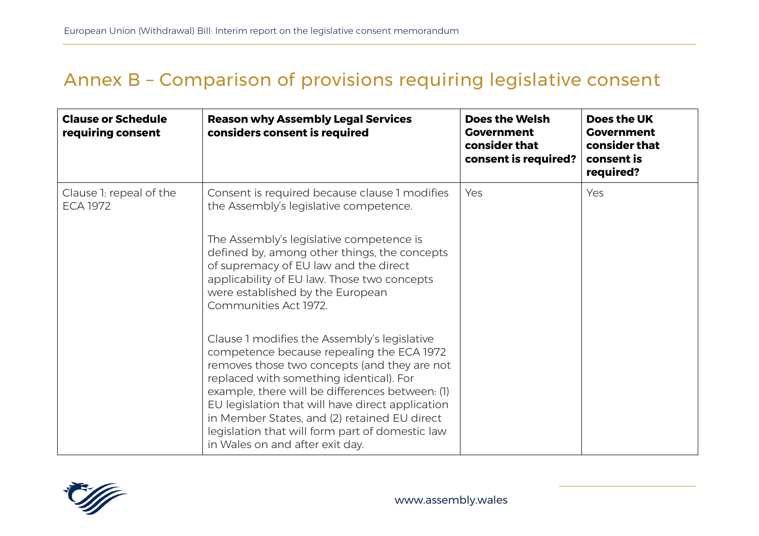# Annex B – Comparison of provisions requiring legislative consent

| Clause or Schedule requiring consent | Reason why Assembly Legal Services considers consent is required | Does the Welsh Government consider that consent is required? | Does the UK Government consider that consent is required? |
|---|---|---|---|
| Clause 1: repeal of the ECA 1972 | Consent is required because clause 1 modifies the Assembly's legislative competence.<br><br>The Assembly's legislative competence is defined by, among other things, the concepts of supremacy of EU law and the direct applicability of EU law. Those two concepts were established by the European Communities Act 1972.<br><br>Clause 1 modifies the Assembly's legislative competence because repealing the ECA 1972 removes those two concepts (and they are not replaced with something identical). For example, there will be differences between: (1) EU legislation that will have direct application in Member States, and (2) retained EU direct legislation that will form part of domestic law in Wales on and after exit day. | Yes | Yes |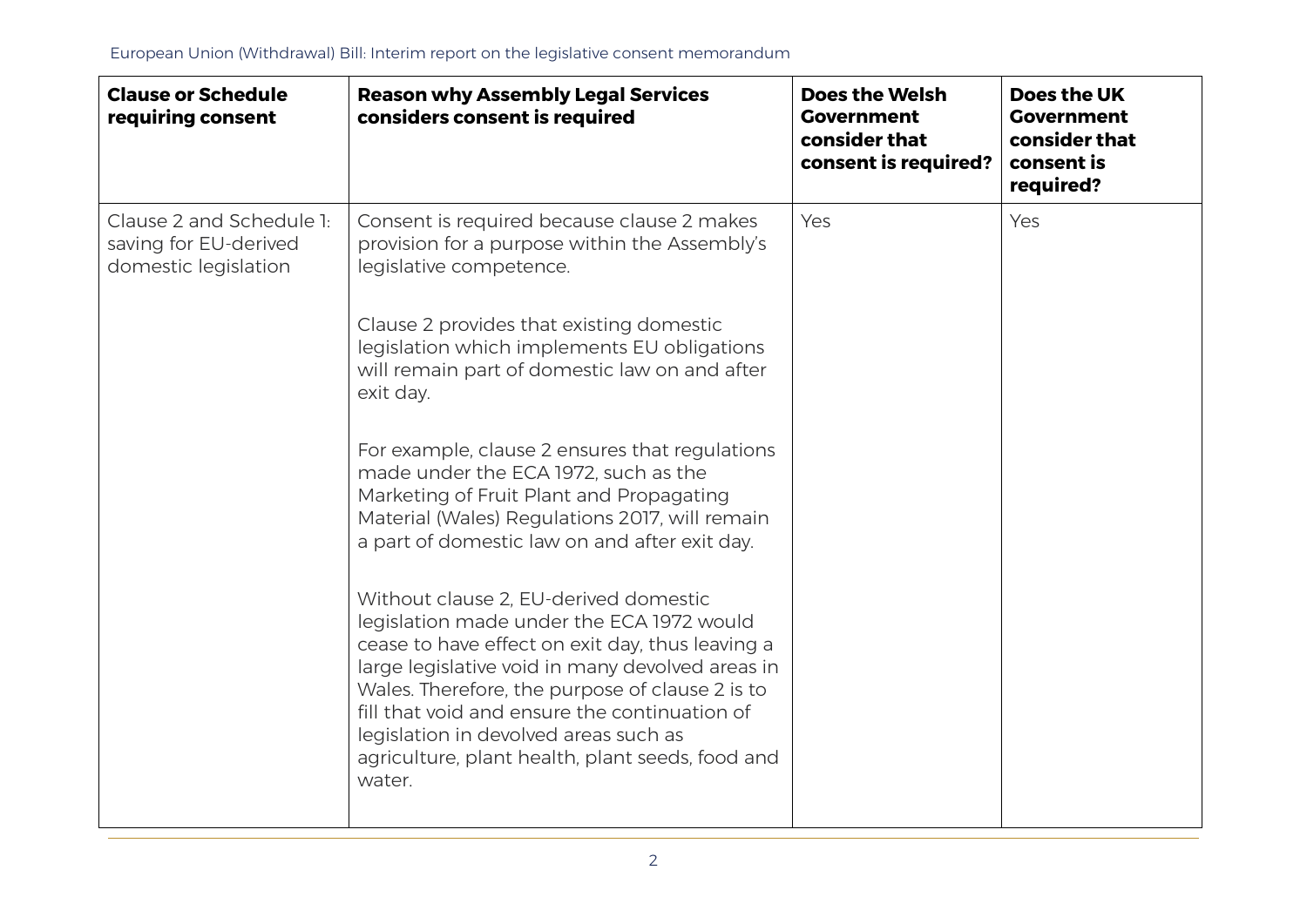| Clause or Schedule requiring consent | Reason why Assembly Legal Services considers consent is required | Does the Welsh Government consider that consent is required? | Does the UK Government consider that consent is required? |
|---|---|---|---|
| Clause 2 and Schedule 1: saving for EU-derived domestic legislation | Consent is required because clause 2 makes provision for a purpose within the Assembly's legislative competence.<br><br>Clause 2 provides that existing domestic legislation which implements EU obligations will remain part of domestic law on and after exit day.<br><br>For example, clause 2 ensures that regulations made under the ECA 1972, such as the Marketing of Fruit Plant and Propagating Material (Wales) Regulations 2017, will remain a part of domestic law on and after exit day.<br><br>Without clause 2, EU-derived domestic legislation made under the ECA 1972 would cease to have effect on exit day, thus leaving a large legislative void in many devolved areas in Wales. Therefore, the purpose of clause 2 is to fill that void and ensure the continuation of legislation in devolved areas such as agriculture, plant health, plant seeds, food and water. | Yes | Yes |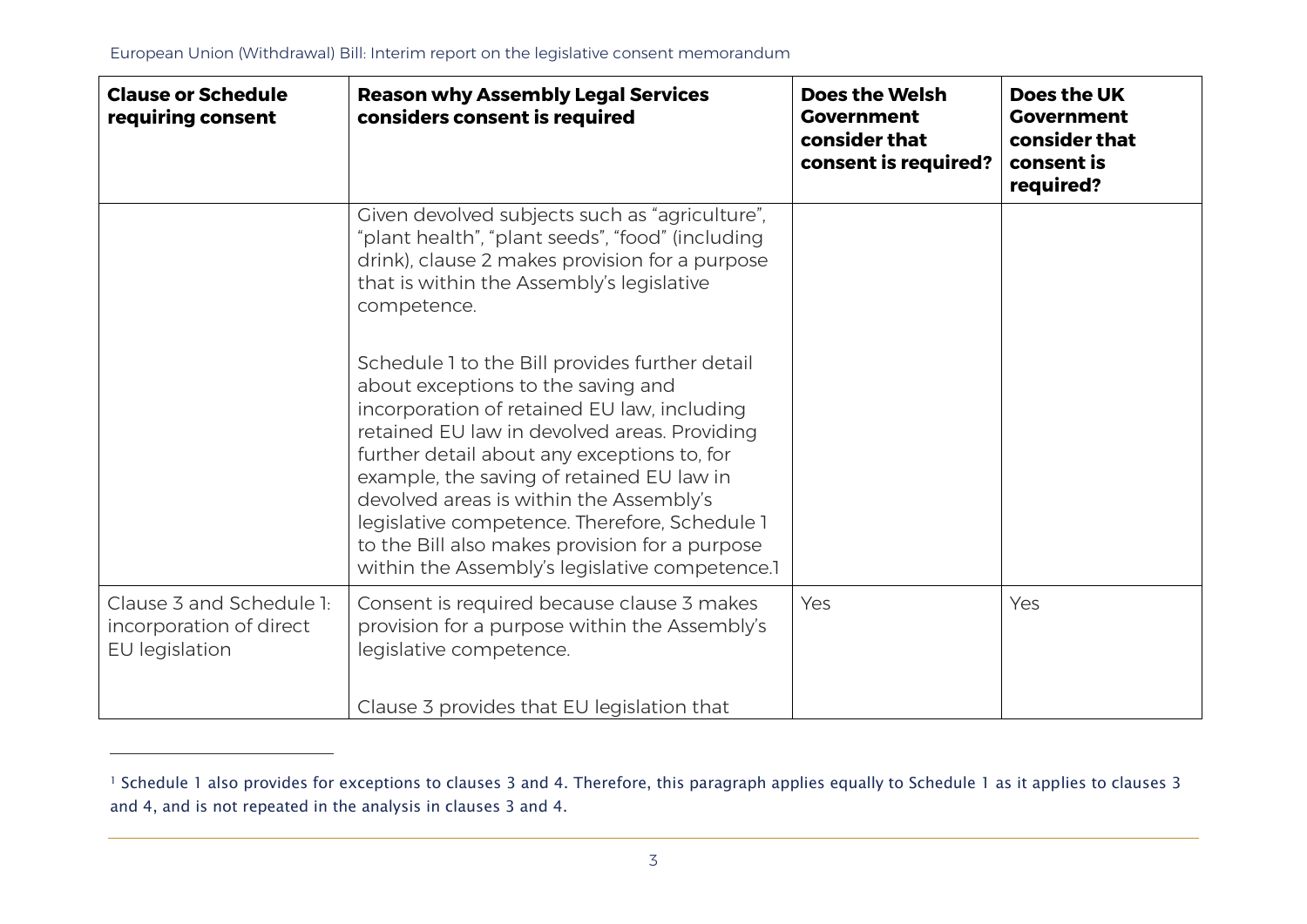| Clause or Schedule requiring consent | Reason why Assembly Legal Services considers consent is required | Does the Welsh Government consider that consent is required? | Does the UK Government consider that consent is required? |
|---|---|---|---|
| | Given devolved subjects such as "agriculture", "plant health", "plant seeds", "food" (including drink), clause 2 makes provision for a purpose that is within the Assembly's legislative competence.<br><br>Schedule 1 to the Bill provides further detail about exceptions to the saving and incorporation of retained EU law, including retained EU law in devolved areas. Providing further detail about any exceptions to, for example, the saving of retained EU law in devolved areas is within the Assembly's legislative competence. Therefore, Schedule 1 to the Bill also makes provision for a purpose within the Assembly's legislative competence.[1] | | |
| Clause 3 and Schedule 1: incorporation of direct EU legislation | Consent is required because clause 3 makes provision for a purpose within the Assembly's legislative competence.<br><br>Clause 3 provides that EU legislation that | Yes | Yes |

[1] Schedule 1 also provides for exceptions to clauses 3 and 4. Therefore, this paragraph applies equally to Schedule 1 as it applies to clauses 3 and 4, and is not repeated in the analysis in clauses 3 and 4.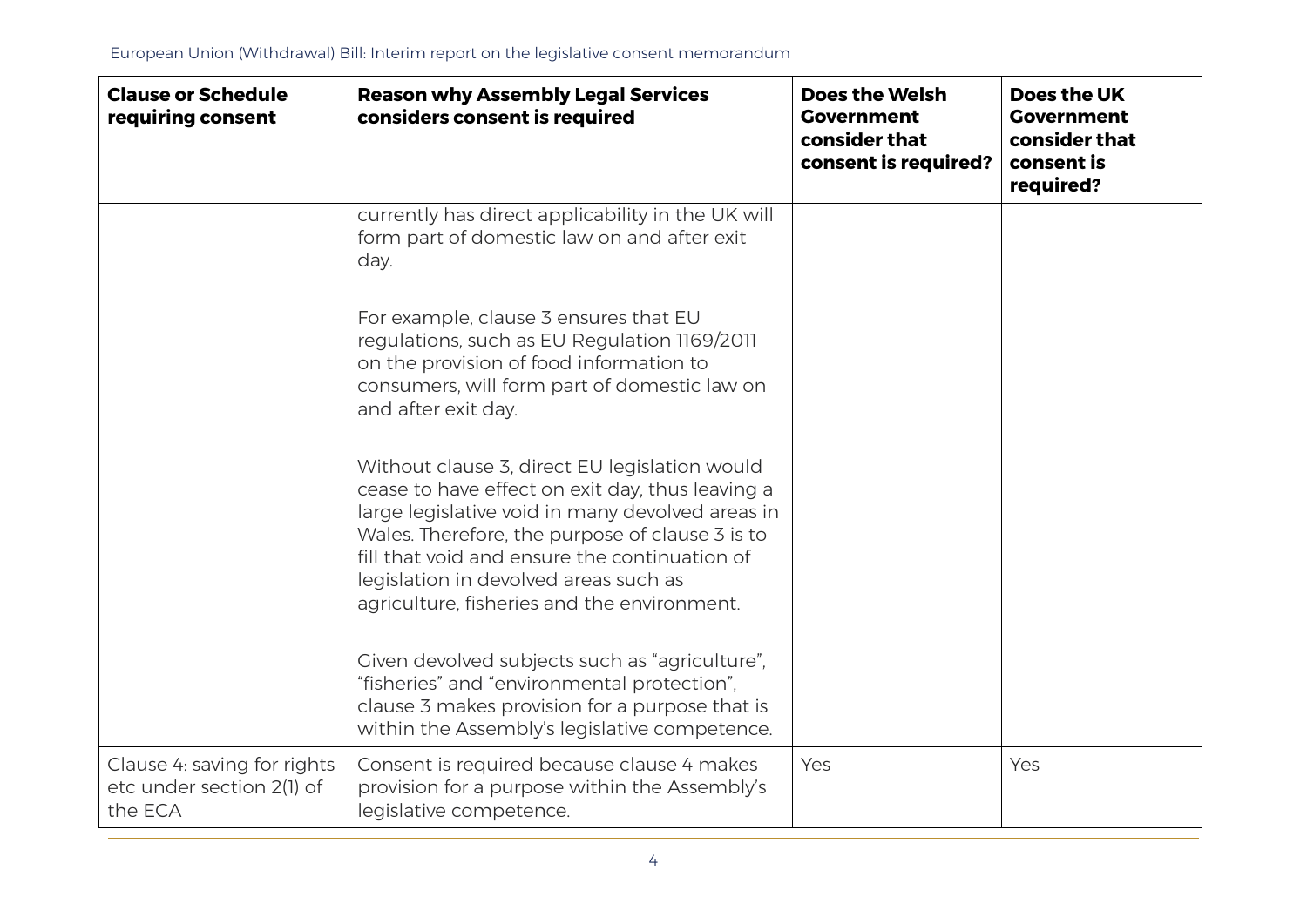| Clause or Schedule requiring consent | Reason why Assembly Legal Services considers consent is required | Does the Welsh Government consider that consent is required? | Does the UK Government consider that consent is required? |
|---|---|---|---|
| | currently has direct applicability in the UK will form part of domestic law on and after exit day.<br><br>For example, clause 3 ensures that EU regulations, such as EU Regulation 1169/2011 on the provision of food information to consumers, will form part of domestic law on and after exit day.<br><br>Without clause 3, direct EU legislation would cease to have effect on exit day, thus leaving a large legislative void in many devolved areas in Wales. Therefore, the purpose of clause 3 is to fill that void and ensure the continuation of legislation in devolved areas such as agriculture, fisheries and the environment.<br><br>Given devolved subjects such as "agriculture", "fisheries" and "environmental protection", clause 3 makes provision for a purpose that is within the Assembly's legislative competence. | | |
| Clause 4: saving for rights etc under section 2(1) of the ECA | Consent is required because clause 4 makes provision for a purpose within the Assembly's legislative competence. | Yes | Yes |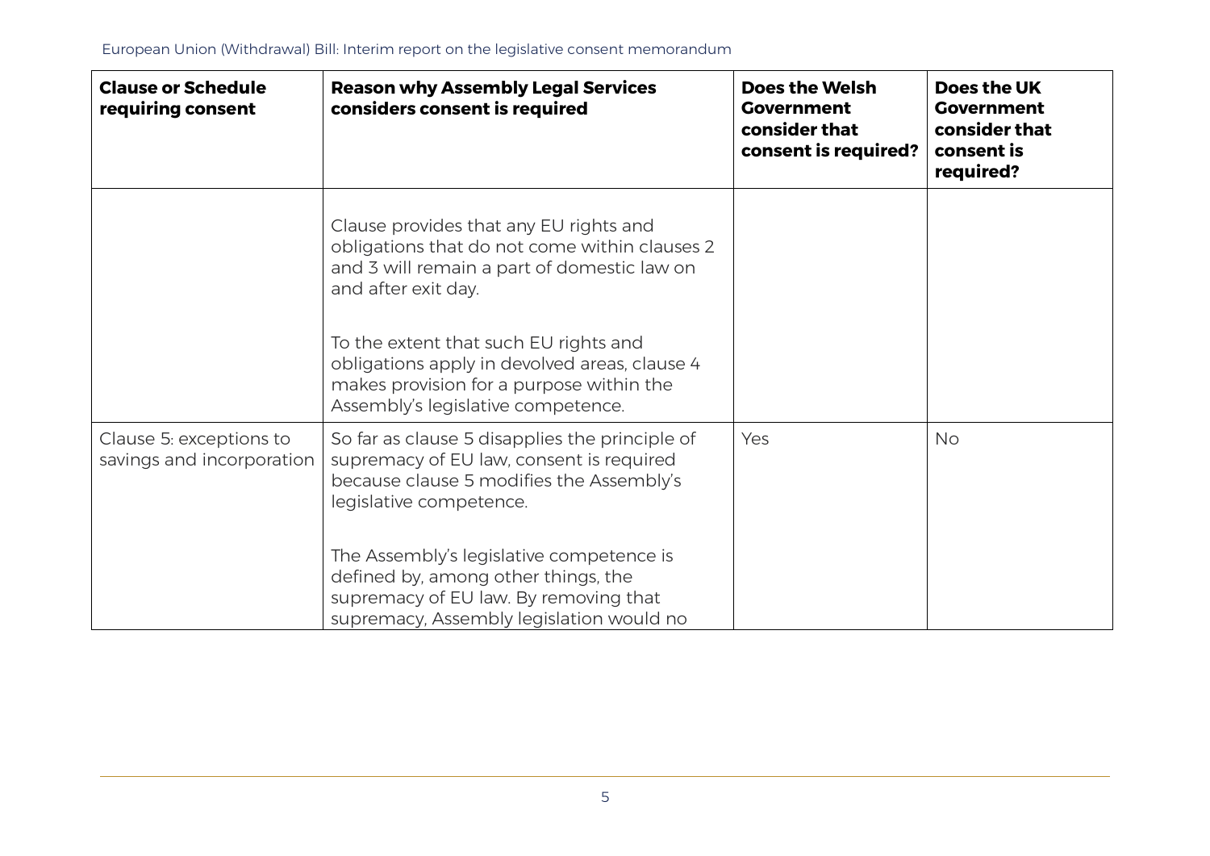| Clause or Schedule requiring consent | Reason why Assembly Legal Services considers consent is required | Does the Welsh Government consider that consent is required? | Does the UK Government consider that consent is required? |
|---|---|---|---|
| | Clause provides that any EU rights and obligations that do not come within clauses 2 and 3 will remain a part of domestic law on and after exit day.<br><br>To the extent that such EU rights and obligations apply in devolved areas, clause 4 makes provision for a purpose within the Assembly's legislative competence. | | |
| Clause 5: exceptions to savings and incorporation | So far as clause 5 disapplies the principle of supremacy of EU law, consent is required because clause 5 modifies the Assembly's legislative competence.<br><br>The Assembly's legislative competence is defined by, among other things, the supremacy of EU law. By removing that supremacy, Assembly legislation would no | Yes | No |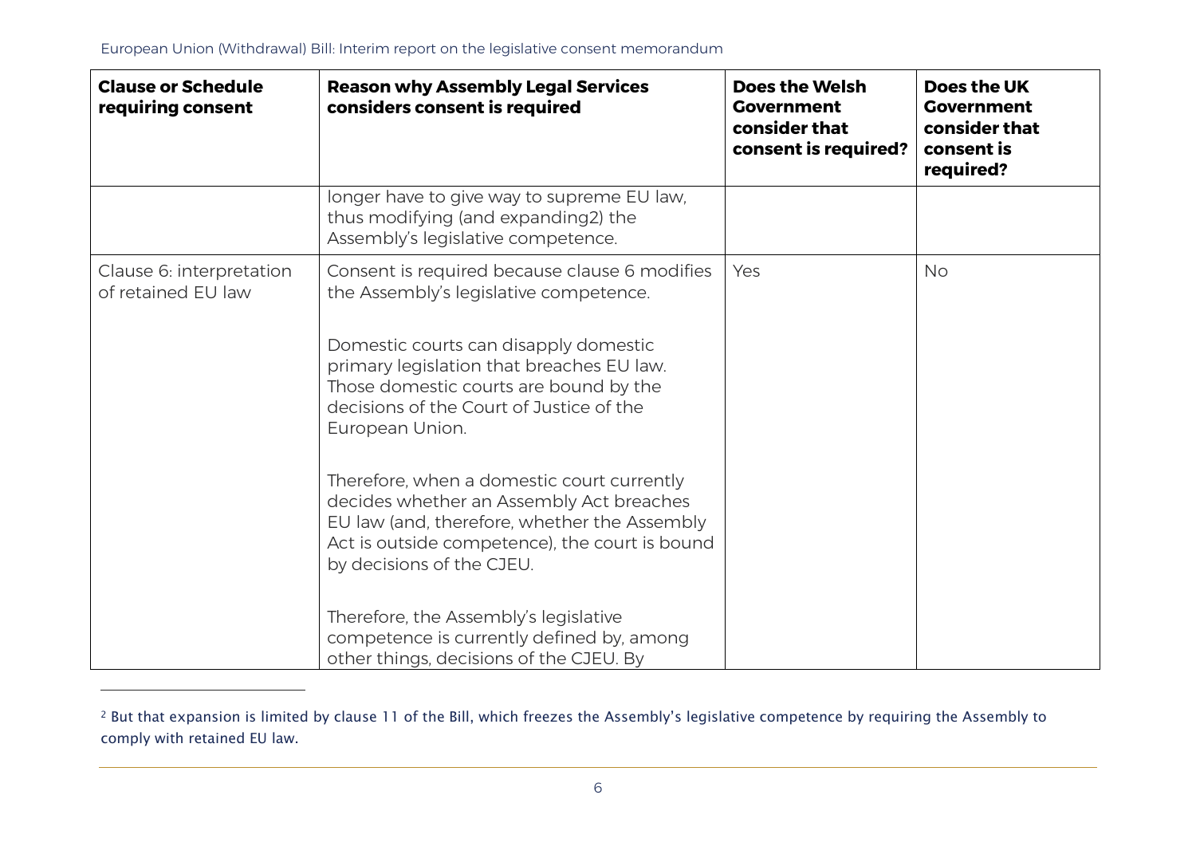| Clause or Schedule requiring consent | Reason why Assembly Legal Services considers consent is required | Does the Welsh Government consider that consent is required? | Does the UK Government consider that consent is required? |
| --- | --- | --- | --- |
| | longer have to give way to supreme EU law, thus modifying (and expanding[2]) the Assembly's legislative competence. | | |
| Clause 6: interpretation of retained EU law | Consent is required because clause 6 modifies the Assembly's legislative competence.<br><br>Domestic courts can disapply domestic primary legislation that breaches EU law. Those domestic courts are bound by the decisions of the Court of Justice of the European Union.<br><br>Therefore, when a domestic court currently decides whether an Assembly Act breaches EU law (and, therefore, whether the Assembly Act is outside competence), the court is bound by decisions of the CJEU.<br><br>Therefore, the Assembly's legislative competence is currently defined by, among other things, decisions of the CJEU. By | Yes | No |

[2] But that expansion is limited by clause 11 of the Bill, which freezes the Assembly's legislative competence by requiring the Assembly to comply with retained EU law.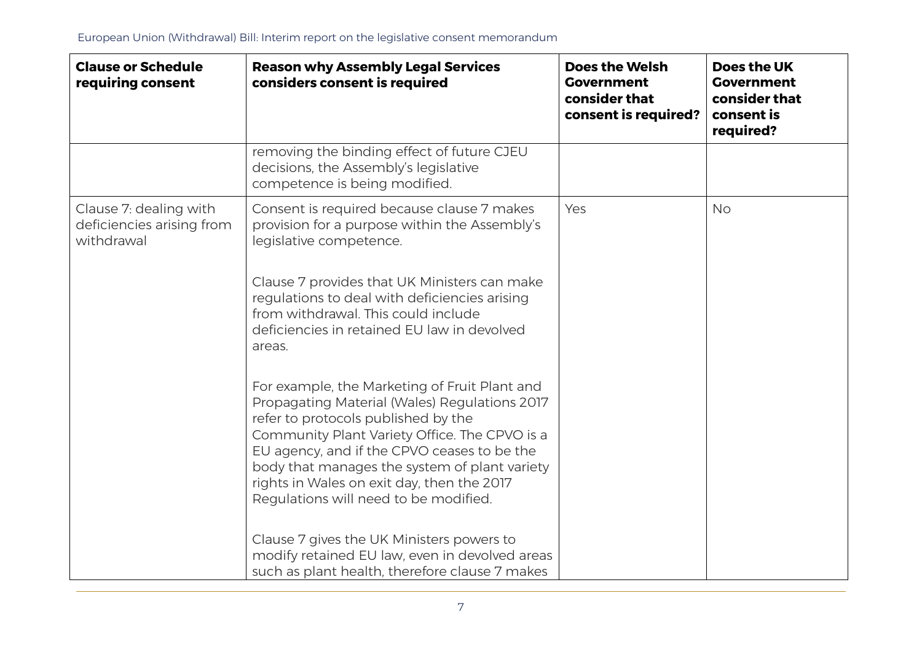| Clause or Schedule requiring consent | Reason why Assembly Legal Services considers consent is required | Does the Welsh Government consider that consent is required? | Does the UK Government consider that consent is required? |
|---|---|---|---|
| | removing the binding effect of future CJEU decisions, the Assembly's legislative competence is being modified. | | |
| Clause 7: dealing with deficiencies arising from withdrawal | Consent is required because clause 7 makes provision for a purpose within the Assembly's legislative competence.<br><br>Clause 7 provides that UK Ministers can make regulations to deal with deficiencies arising from withdrawal. This could include deficiencies in retained EU law in devolved areas.<br><br>For example, the Marketing of Fruit Plant and Propagating Material (Wales) Regulations 2017 refer to protocols published by the Community Plant Variety Office. The CPVO is a EU agency, and if the CPVO ceases to be the body that manages the system of plant variety rights in Wales on exit day, then the 2017 Regulations will need to be modified.<br><br>Clause 7 gives the UK Ministers powers to modify retained EU law, even in devolved areas such as plant health, therefore clause 7 makes | Yes | No |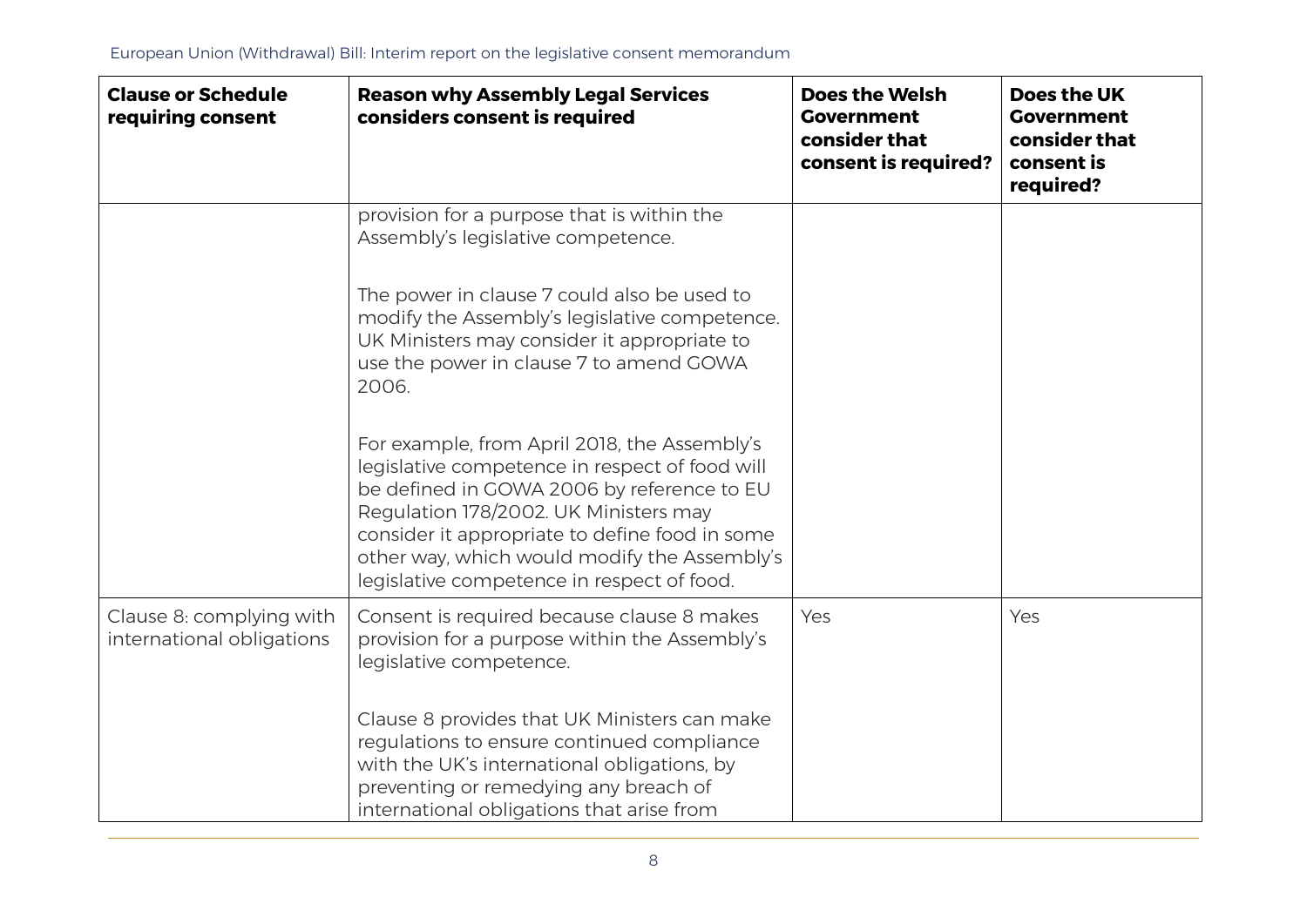| Clause or Schedule requiring consent | Reason why Assembly Legal Services considers consent is required | Does the Welsh Government consider that consent is required? | Does the UK Government consider that consent is required? |
|---|---|---|---|
| | provision for a purpose that is within the Assembly's legislative competence.<br><br>The power in clause 7 could also be used to modify the Assembly's legislative competence. UK Ministers may consider it appropriate to use the power in clause 7 to amend GOWA 2006.<br><br>For example, from April 2018, the Assembly's legislative competence in respect of food will be defined in GOWA 2006 by reference to EU Regulation 178/2002. UK Ministers may consider it appropriate to define food in some other way, which would modify the Assembly's legislative competence in respect of food. | | |
| Clause 8: complying with international obligations | Consent is required because clause 8 makes provision for a purpose within the Assembly's legislative competence.<br><br>Clause 8 provides that UK Ministers can make regulations to ensure continued compliance with the UK's international obligations, by preventing or remedying any breach of international obligations that arise from | Yes | Yes |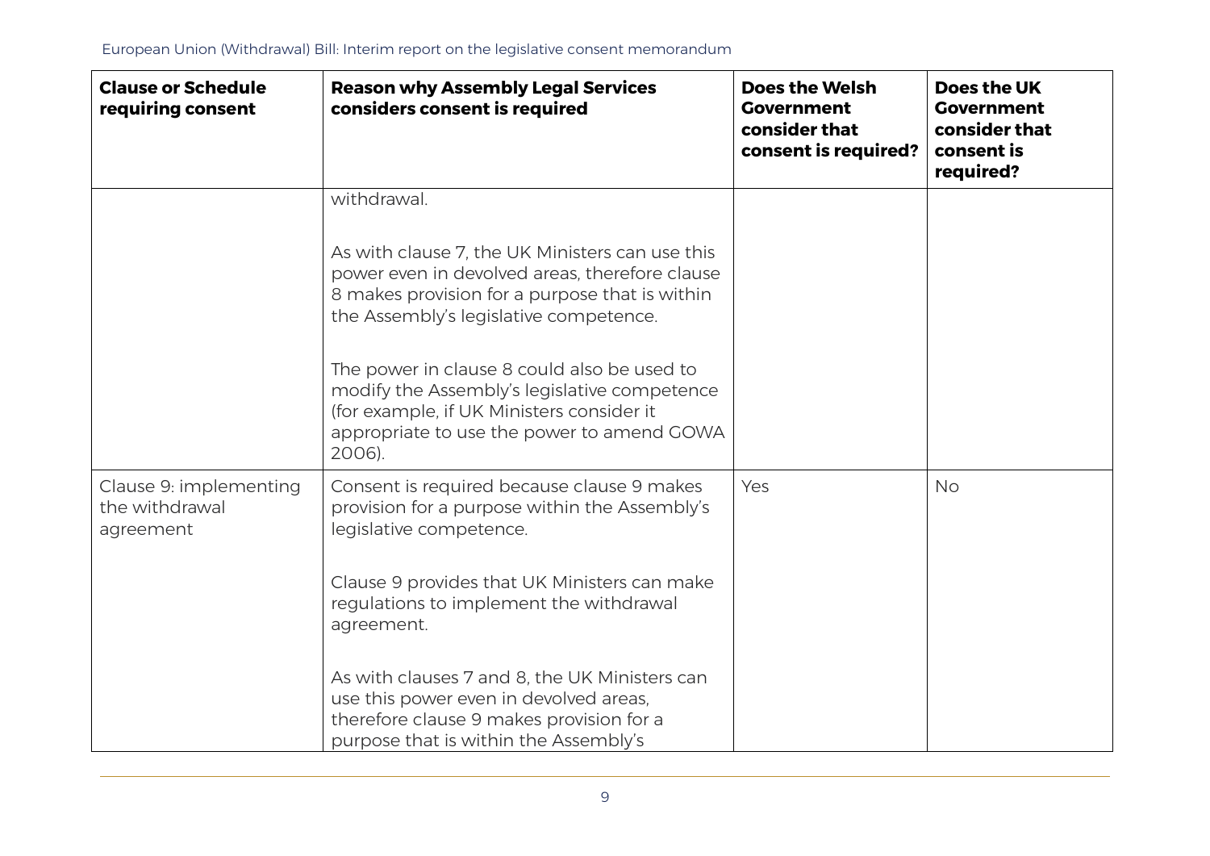| Clause or Schedule requiring consent | Reason why Assembly Legal Services considers consent is required | Does the Welsh Government consider that consent is required? | Does the UK Government consider that consent is required? |
|---|---|---|---|
| | withdrawal.<br><br>As with clause 7, the UK Ministers can use this power even in devolved areas, therefore clause 8 makes provision for a purpose that is within the Assembly's legislative competence.<br><br>The power in clause 8 could also be used to modify the Assembly's legislative competence (for example, if UK Ministers consider it appropriate to use the power to amend GOWA 2006). | | |
| Clause 9: implementing the withdrawal agreement | Consent is required because clause 9 makes provision for a purpose within the Assembly's legislative competence.<br><br>Clause 9 provides that UK Ministers can make regulations to implement the withdrawal agreement.<br><br>As with clauses 7 and 8, the UK Ministers can use this power even in devolved areas, therefore clause 9 makes provision for a purpose that is within the Assembly's | Yes | No |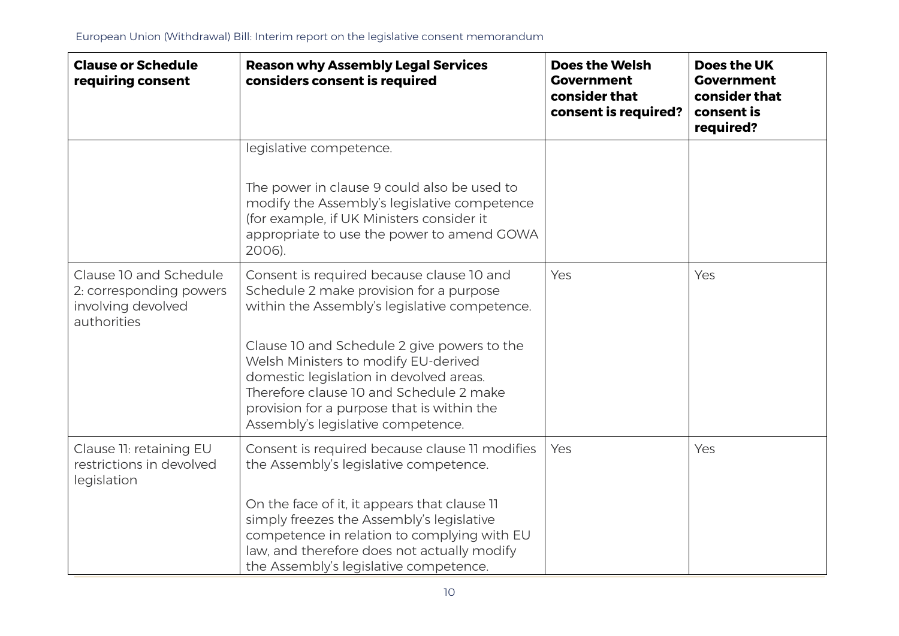| Clause or Schedule requiring consent | Reason why Assembly Legal Services considers consent is required | Does the Welsh Government consider that consent is required? | Does the UK Government consider that consent is required? |
| --- | --- | --- | --- |
| | legislative competence.<br><br>The power in clause 9 could also be used to modify the Assembly's legislative competence (for example, if UK Ministers consider it appropriate to use the power to amend GOWA 2006). | | |
| Clause 10 and Schedule 2: corresponding powers involving devolved authorities | Consent is required because clause 10 and Schedule 2 make provision for a purpose within the Assembly's legislative competence.<br><br>Clause 10 and Schedule 2 give powers to the Welsh Ministers to modify EU-derived domestic legislation in devolved areas. Therefore clause 10 and Schedule 2 make provision for a purpose that is within the Assembly's legislative competence. | Yes | Yes |
| Clause 11: retaining EU restrictions in devolved legislation | Consent is required because clause 11 modifies the Assembly's legislative competence.<br><br>On the face of it, it appears that clause 11 simply freezes the Assembly's legislative competence in relation to complying with EU law, and therefore does not actually modify the Assembly's legislative competence. | Yes | Yes |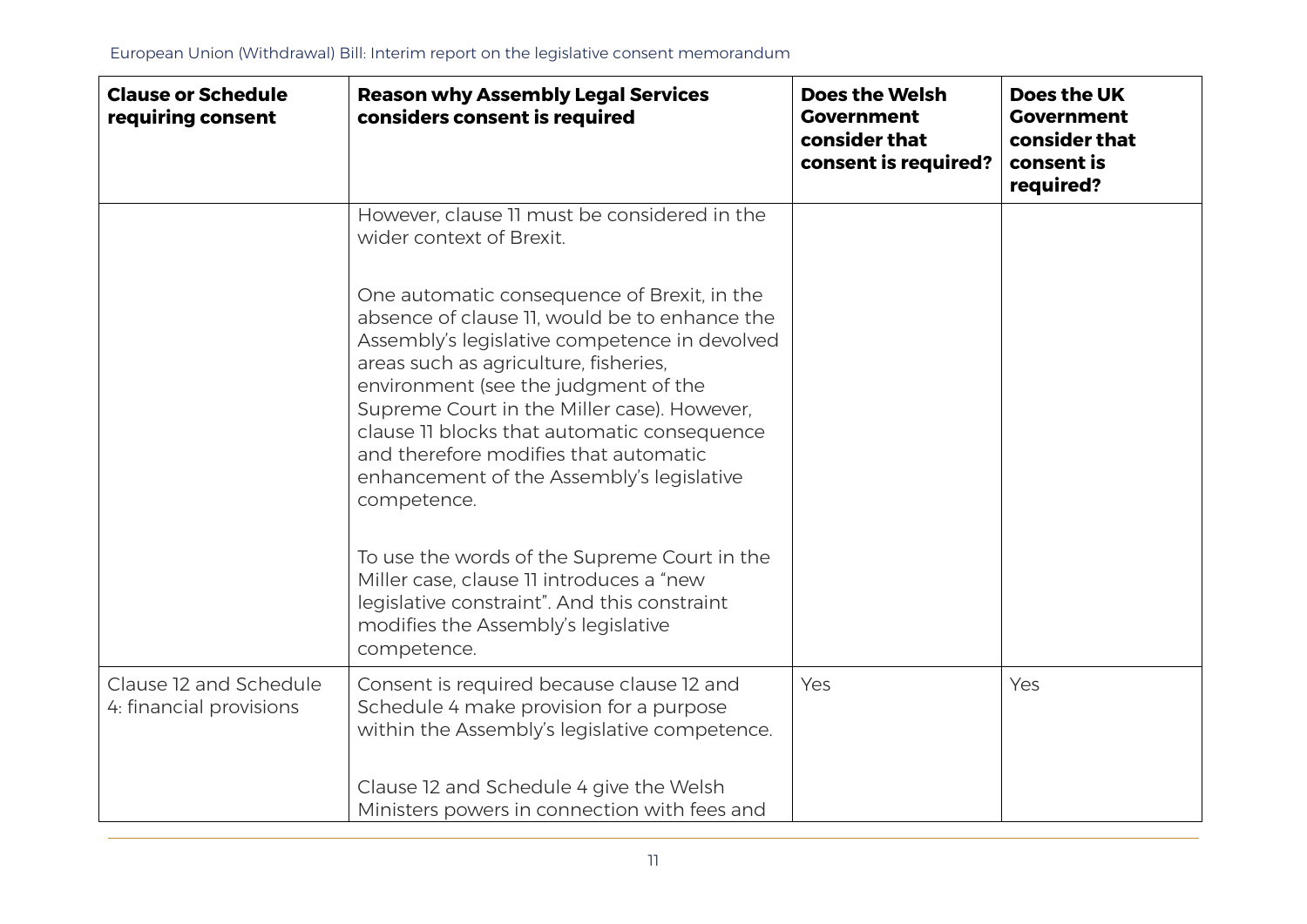| Clause or Schedule requiring consent | Reason why Assembly Legal Services considers consent is required | Does the Welsh Government consider that consent is required? | Does the UK Government consider that consent is required? |
|---|---|---|---|
| | However, clause 11 must be considered in the wider context of Brexit.<br><br>One automatic consequence of Brexit, in the absence of clause 11, would be to enhance the Assembly's legislative competence in devolved areas such as agriculture, fisheries, environment (see the judgment of the Supreme Court in the Miller case). However, clause 11 blocks that automatic consequence and therefore modifies that automatic enhancement of the Assembly's legislative competence.<br><br>To use the words of the Supreme Court in the Miller case, clause 11 introduces a "new legislative constraint". And this constraint modifies the Assembly's legislative competence. | | |
| Clause 12 and Schedule 4: financial provisions | Consent is required because clause 12 and Schedule 4 make provision for a purpose within the Assembly's legislative competence.<br><br>Clause 12 and Schedule 4 give the Welsh Ministers powers in connection with fees and | Yes | Yes |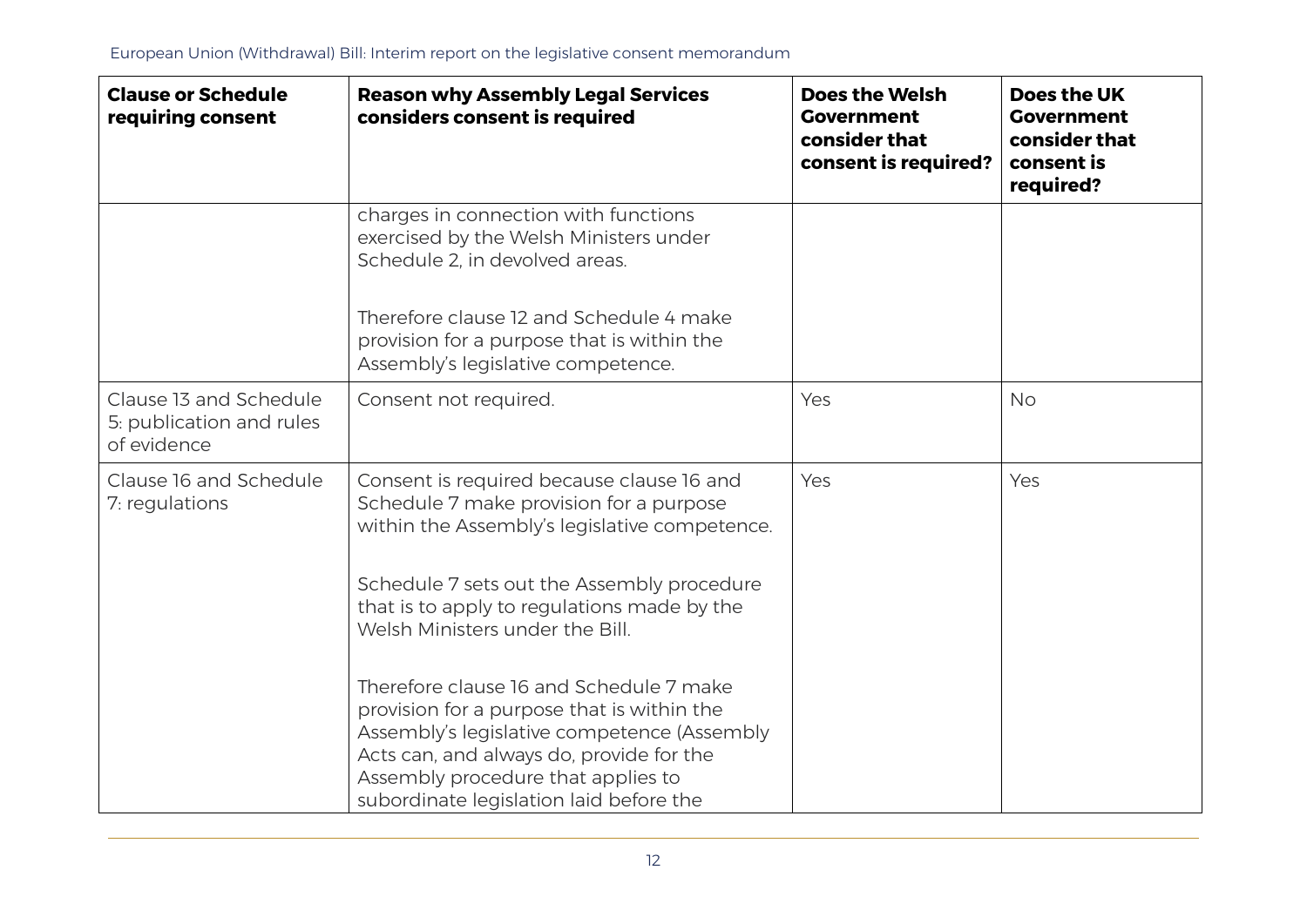| Clause or Schedule requiring consent | Reason why Assembly Legal Services considers consent is required | Does the Welsh Government consider that consent is required? | Does the UK Government consider that consent is required? |
|---|---|---|---|
| | charges in connection with functions exercised by the Welsh Ministers under Schedule 2, in devolved areas.<br><br>Therefore clause 12 and Schedule 4 make provision for a purpose that is within the Assembly's legislative competence. | | |
| Clause 13 and Schedule 5: publication and rules of evidence | Consent not required. | Yes | No |
| Clause 16 and Schedule 7: regulations | Consent is required because clause 16 and Schedule 7 make provision for a purpose within the Assembly's legislative competence.<br><br>Schedule 7 sets out the Assembly procedure that is to apply to regulations made by the Welsh Ministers under the Bill.<br><br>Therefore clause 16 and Schedule 7 make provision for a purpose that is within the Assembly's legislative competence (Assembly Acts can, and always do, provide for the Assembly procedure that applies to subordinate legislation laid before the | Yes | Yes |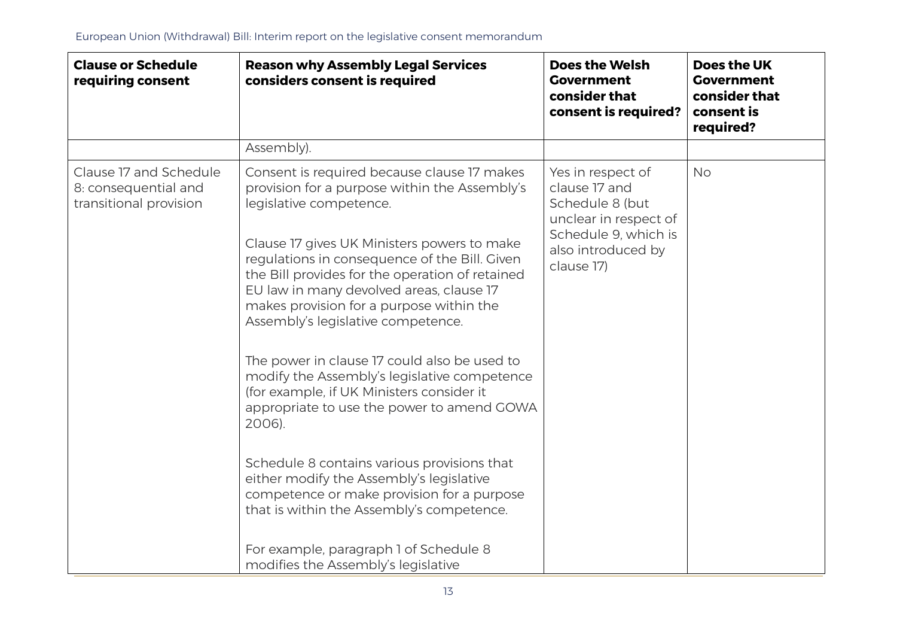| Clause or Schedule requiring consent | Reason why Assembly Legal Services considers consent is required | Does the Welsh Government consider that consent is required? | Does the UK Government consider that consent is required? |
| --- | --- | --- | --- |
| | Assembly). | | |
| Clause 17 and Schedule 8: consequential and transitional provision | Consent is required because clause 17 makes provision for a purpose within the Assembly's legislative competence.<br><br>Clause 17 gives UK Ministers powers to make regulations in consequence of the Bill. Given the Bill provides for the operation of retained EU law in many devolved areas, clause 17 makes provision for a purpose within the Assembly's legislative competence.<br><br>The power in clause 17 could also be used to modify the Assembly's legislative competence (for example, if UK Ministers consider it appropriate to use the power to amend GOWA 2006).<br><br>Schedule 8 contains various provisions that either modify the Assembly's legislative competence or make provision for a purpose that is within the Assembly's competence.<br><br>For example, paragraph 1 of Schedule 8 modifies the Assembly's legislative | Yes in respect of clause 17 and Schedule 8 (but unclear in respect of Schedule 9, which is also introduced by clause 17) | No |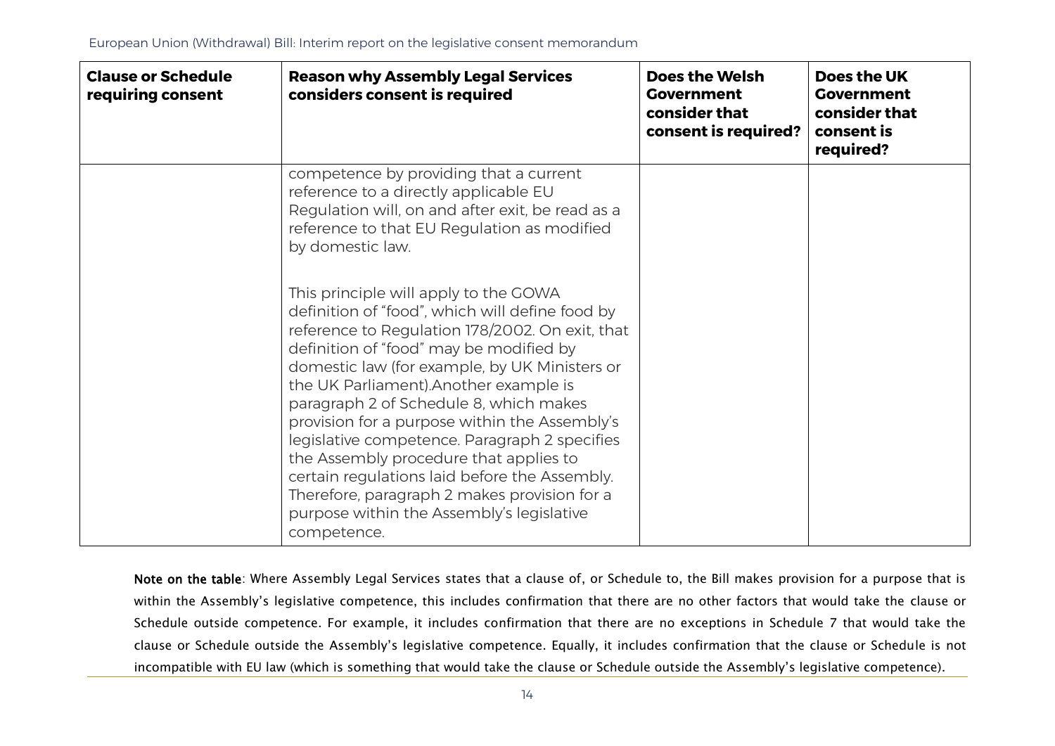| Clause or Schedule requiring consent | Reason why Assembly Legal Services considers consent is required | Does the Welsh Government consider that consent is required? | Does the UK Government consider that consent is required? |
|---|---|---|---|
| | competence by providing that a current reference to a directly applicable EU Regulation will, on and after exit, be read as a reference to that EU Regulation as modified by domestic law.<br><br>This principle will apply to the GOWA definition of "food", which will define food by reference to Regulation 178/2002. On exit, that definition of "food" may be modified by domestic law (for example, by UK Ministers or the UK Parliament).Another example is paragraph 2 of Schedule 8, which makes provision for a purpose within the Assembly's legislative competence. Paragraph 2 specifies the Assembly procedure that applies to certain regulations laid before the Assembly. Therefore, paragraph 2 makes provision for a purpose within the Assembly's legislative competence. | | |

**Note on the table**: Where Assembly Legal Services states that a clause of, or Schedule to, the Bill makes provision for a purpose that is within the Assembly's legislative competence, this includes confirmation that there are no other factors that would take the clause or Schedule outside competence. For example, it includes confirmation that there are no exceptions in Schedule 7 that would take the clause or Schedule outside the Assembly's legislative competence. Equally, it includes confirmation that the clause or Schedule is not incompatible with EU law (which is something that would take the clause or Schedule outside the Assembly's legislative competence).